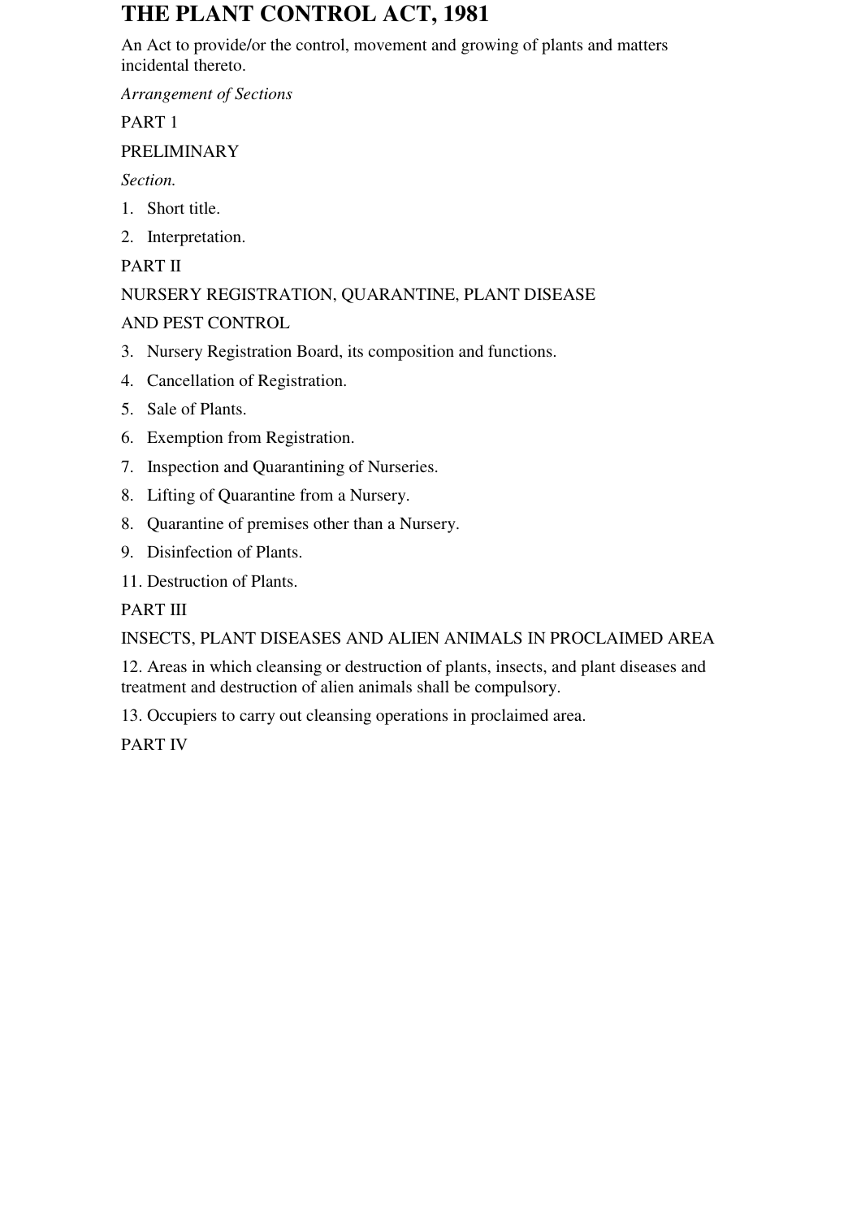# THE PLANT CONTROL ACT, 1981

An Act to provide/or the control, movement and growing of plants and matters incidental thereto.

*Arrangement of Sections*

PART 1

PRELIMINARY

*Section.*

1. Short title.
2. Interpretation.

PART II

NURSERY REGISTRATION, QUARANTINE, PLANT DISEASE AND PEST CONTROL

3. Nursery Registration Board, its composition and functions.
4. Cancellation of Registration.
5. Sale of Plants.
6. Exemption from Registration.
7. Inspection and Quarantining of Nurseries.
8. Lifting of Quarantine from a Nursery.
8. Quarantine of premises other than a Nursery.
9. Disinfection of Plants.
11. Destruction of Plants.

PART III

INSECTS, PLANT DISEASES AND ALIEN ANIMALS IN PROCLAIMED AREA

12. Areas in which cleansing or destruction of plants, insects, and plant diseases and treatment and destruction of alien animals shall be compulsory.

13. Occupiers to carry out cleansing operations in proclaimed area.

PART IV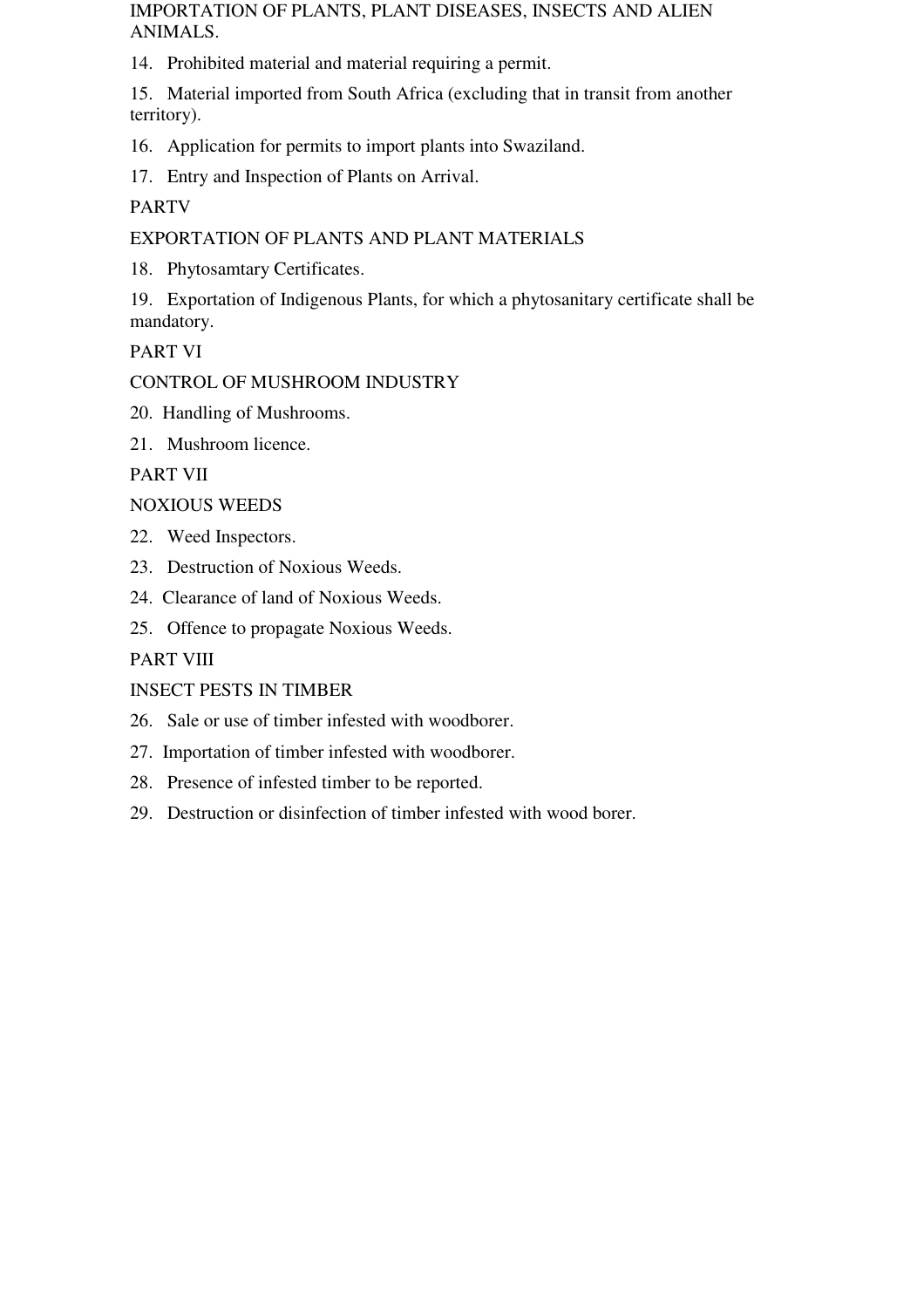IMPORTATION OF PLANTS, PLANT DISEASES, INSECTS AND ALIEN ANIMALS.

14. Prohibited material and material requiring a permit.

15. Material imported from South Africa (excluding that in transit from another territory).

16. Application for permits to import plants into Swaziland.

17. Entry and Inspection of Plants on Arrival.

PARTV

EXPORTATION OF PLANTS AND PLANT MATERIALS

18. Phytosamtary Certificates.

19. Exportation of Indigenous Plants, for which a phytosanitary certificate shall be mandatory.

PART VI

CONTROL OF MUSHROOM INDUSTRY

20. Handling of Mushrooms.

21. Mushroom licence.

PART VII

NOXIOUS WEEDS

22. Weed Inspectors.

23. Destruction of Noxious Weeds.

24. Clearance of land of Noxious Weeds.

25. Offence to propagate Noxious Weeds.

PART VIII

INSECT PESTS IN TIMBER

26. Sale or use of timber infested with woodborer.

27. Importation of timber infested with woodborer.

28. Presence of infested timber to be reported.

29. Destruction or disinfection of timber infested with wood borer.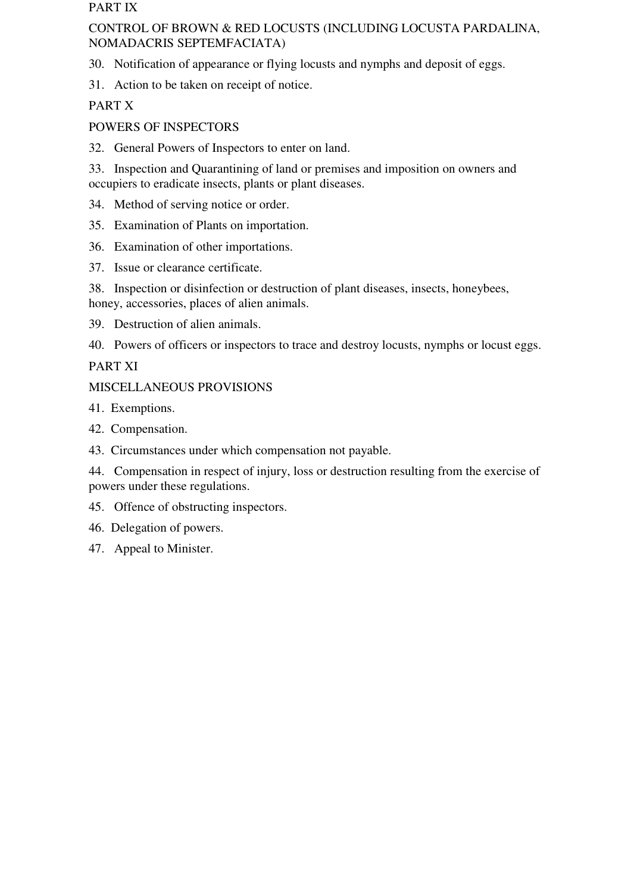PART IX

CONTROL OF BROWN & RED LOCUSTS (INCLUDING LOCUSTA PARDALINA, NOMADACRIS SEPTEMFACIATA)

30. Notification of appearance or flying locusts and nymphs and deposit of eggs.

31. Action to be taken on receipt of notice.

PART X

POWERS OF INSPECTORS

32. General Powers of Inspectors to enter on land.

33. Inspection and Quarantining of land or premises and imposition on owners and occupiers to eradicate insects, plants or plant diseases.

34. Method of serving notice or order.

35. Examination of Plants on importation.

36. Examination of other importations.

37. Issue or clearance certificate.

38. Inspection or disinfection or destruction of plant diseases, insects, honeybees, honey, accessories, places of alien animals.

39. Destruction of alien animals.

40. Powers of officers or inspectors to trace and destroy locusts, nymphs or locust eggs.

PART XI

MISCELLANEOUS PROVISIONS

41. Exemptions.

42. Compensation.

43. Circumstances under which compensation not payable.

44. Compensation in respect of injury, loss or destruction resulting from the exercise of powers under these regulations.

45. Offence of obstructing inspectors.

46. Delegation of powers.

47. Appeal to Minister.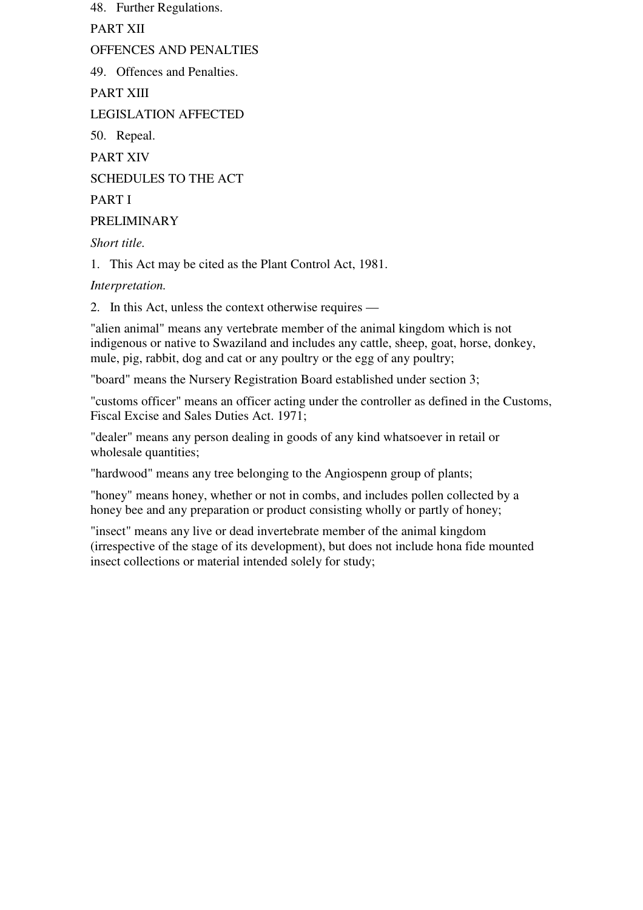48. Further Regulations.

PART XII

OFFENCES AND PENALTIES

49. Offences and Penalties.

PART XIII

LEGISLATION AFFECTED

50. Repeal.

PART XIV

SCHEDULES TO THE ACT

PART I

PRELIMINARY

*Short title.*

1. This Act may be cited as the Plant Control Act, 1981.

*Interpretation.*

2. In this Act, unless the context otherwise requires —

"alien animal" means any vertebrate member of the animal kingdom which is not indigenous or native to Swaziland and includes any cattle, sheep, goat, horse, donkey, mule, pig, rabbit, dog and cat or any poultry or the egg of any poultry;

"board" means the Nursery Registration Board established under section 3;

"customs officer" means an officer acting under the controller as defined in the Customs, Fiscal Excise and Sales Duties Act. 1971;

"dealer" means any person dealing in goods of any kind whatsoever in retail or wholesale quantities;

"hardwood" means any tree belonging to the Angiospenn group of plants;

"honey" means honey, whether or not in combs, and includes pollen collected by a honey bee and any preparation or product consisting wholly or partly of honey;

"insect" means any live or dead invertebrate member of the animal kingdom (irrespective of the stage of its development), but does not include hona fide mounted insect collections or material intended solely for study;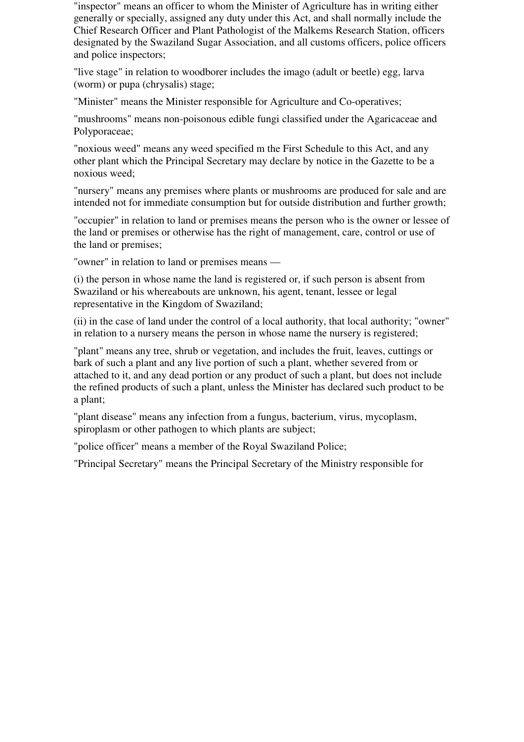"inspector" means an officer to whom the Minister of Agriculture has in writing either generally or specially, assigned any duty under this Act, and shall normally include the Chief Research Officer and Plant Pathologist of the Malkems Research Station, officers designated by the Swaziland Sugar Association, and all customs officers, police officers and police inspectors;

"live stage" in relation to woodborer includes the imago (adult or beetle) egg, larva (worm) or pupa (chrysalis) stage;

"Minister" means the Minister responsible for Agriculture and Co-operatives;

"mushrooms" means non-poisonous edible fungi classified under the Agaricaceae and Polyporaceae;

"noxious weed" means any weed specified m the First Schedule to this Act, and any other plant which the Principal Secretary may declare by notice in the Gazette to be a noxious weed;

"nursery" means any premises where plants or mushrooms are produced for sale and are intended not for immediate consumption but for outside distribution and further growth;

"occupier" in relation to land or premises means the person who is the owner or lessee of the land or premises or otherwise has the right of management, care, control or use of the land or premises;

"owner" in relation to land or premises means —

(i) the person in whose name the land is registered or, if such person is absent from Swaziland or his whereabouts are unknown, his agent, tenant, lessee or legal representative in the Kingdom of Swaziland;

(ii) in the case of land under the control of a local authority, that local authority; "owner" in relation to a nursery means the person in whose name the nursery is registered;

"plant" means any tree, shrub or vegetation, and includes the fruit, leaves, cuttings or bark of such a plant and any live portion of such a plant, whether severed from or attached to it, and any dead portion or any product of such a plant, but does not include the refined products of such a plant, unless the Minister has declared such product to be a plant;

"plant disease" means any infection from a fungus, bacterium, virus, mycoplasm, spiroplasm or other pathogen to which plants are subject;

"police officer" means a member of the Royal Swaziland Police;

"Principal Secretary" means the Principal Secretary of the Ministry responsible for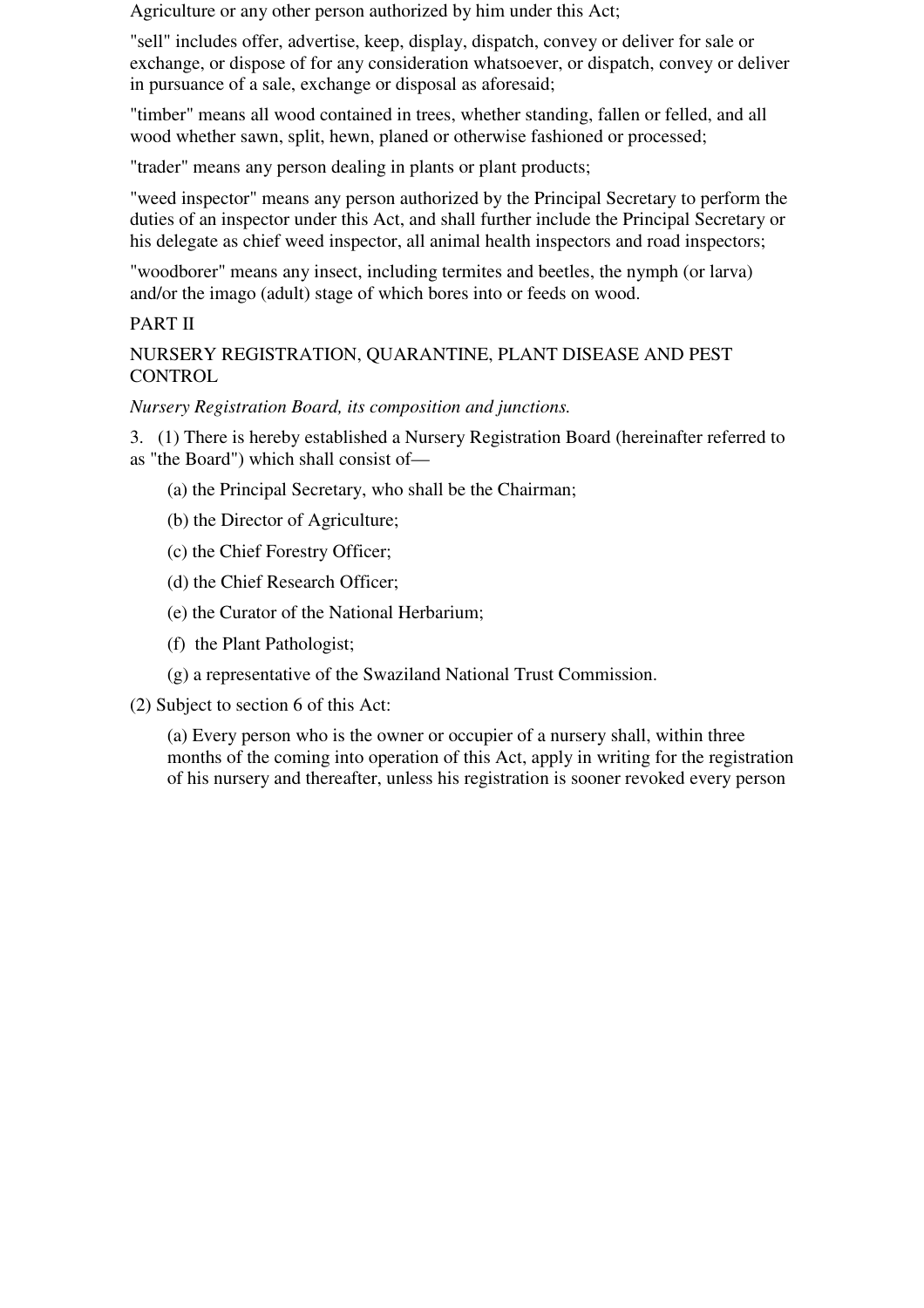Agriculture or any other person authorized by him under this Act;

"sell" includes offer, advertise, keep, display, dispatch, convey or deliver for sale or exchange, or dispose of for any consideration whatsoever, or dispatch, convey or deliver in pursuance of a sale, exchange or disposal as aforesaid;

"timber" means all wood contained in trees, whether standing, fallen or felled, and all wood whether sawn, split, hewn, planed or otherwise fashioned or processed;

"trader" means any person dealing in plants or plant products;

"weed inspector" means any person authorized by the Principal Secretary to perform the duties of an inspector under this Act, and shall further include the Principal Secretary or his delegate as chief weed inspector, all animal health inspectors and road inspectors;

"woodborer" means any insect, including termites and beetles, the nymph (or larva) and/or the imago (adult) stage of which bores into or feeds on wood.

## PART II

## NURSERY REGISTRATION, QUARANTINE, PLANT DISEASE AND PEST CONTROL

*Nursery Registration Board, its composition and junctions.*

3. (1) There is hereby established a Nursery Registration Board (hereinafter referred to as "the Board") which shall consist of—

(a) the Principal Secretary, who shall be the Chairman;

(b) the Director of Agriculture;

(c) the Chief Forestry Officer;

(d) the Chief Research Officer;

(e) the Curator of the National Herbarium;

(f) the Plant Pathologist;

(g) a representative of the Swaziland National Trust Commission.

(2) Subject to section 6 of this Act:

(a) Every person who is the owner or occupier of a nursery shall, within three months of the coming into operation of this Act, apply in writing for the registration of his nursery and thereafter, unless his registration is sooner revoked every person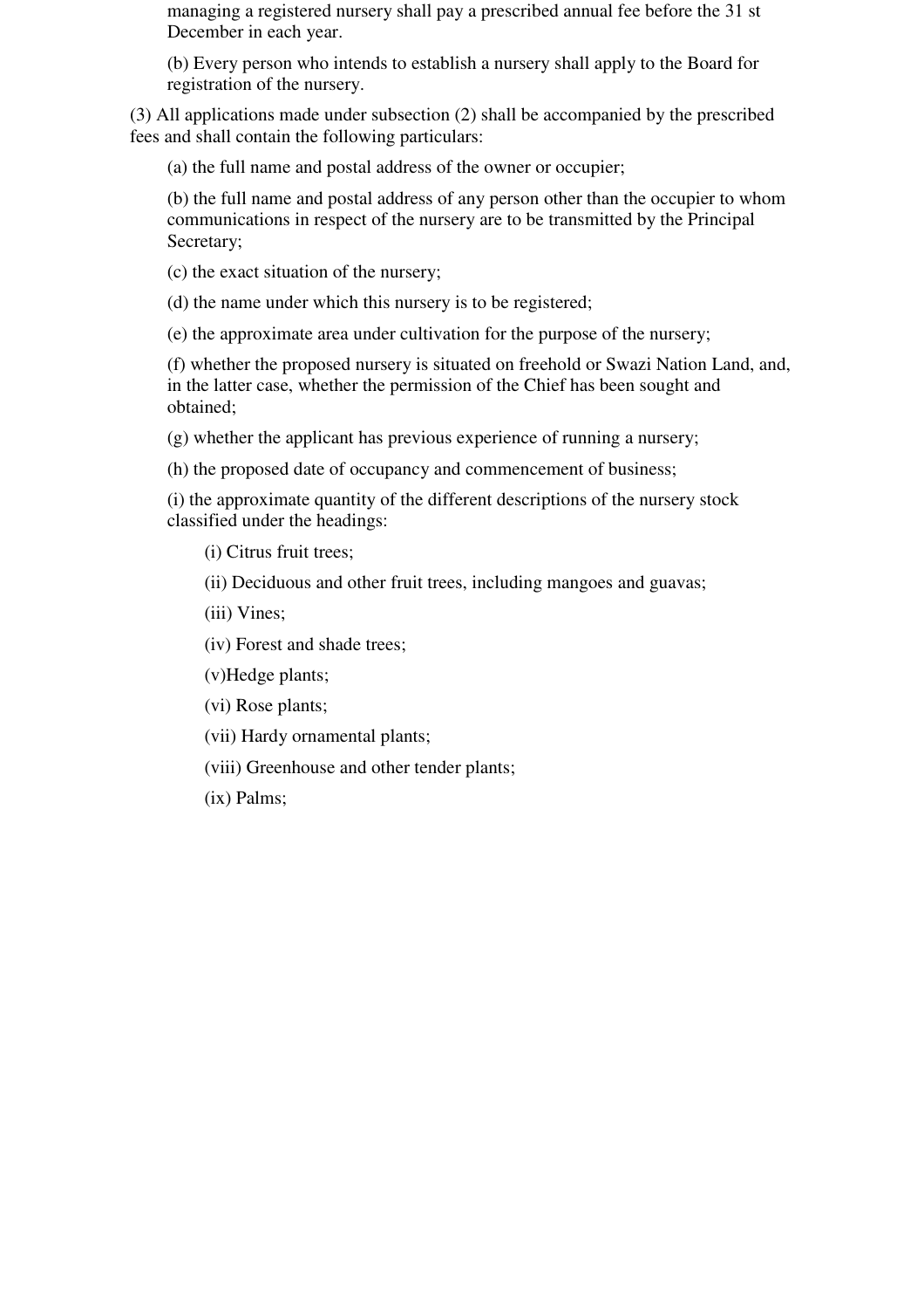managing a registered nursery shall pay a prescribed annual fee before the 31 st December in each year.

(b) Every person who intends to establish a nursery shall apply to the Board for registration of the nursery.

(3) All applications made under subsection (2) shall be accompanied by the prescribed fees and shall contain the following particulars:

(a) the full name and postal address of the owner or occupier;

(b) the full name and postal address of any person other than the occupier to whom communications in respect of the nursery are to be transmitted by the Principal Secretary;

(c) the exact situation of the nursery;

(d) the name under which this nursery is to be registered;

(e) the approximate area under cultivation for the purpose of the nursery;

(f) whether the proposed nursery is situated on freehold or Swazi Nation Land, and, in the latter case, whether the permission of the Chief has been sought and obtained;

(g) whether the applicant has previous experience of running a nursery;

(h) the proposed date of occupancy and commencement of business;

(i) the approximate quantity of the different descriptions of the nursery stock classified under the headings:

(i) Citrus fruit trees;

(ii) Deciduous and other fruit trees, including mangoes and guavas;

(iii) Vines;

(iv) Forest and shade trees;

(v)Hedge plants;

(vi) Rose plants;

(vii) Hardy ornamental plants;

(viii) Greenhouse and other tender plants;

(ix) Palms;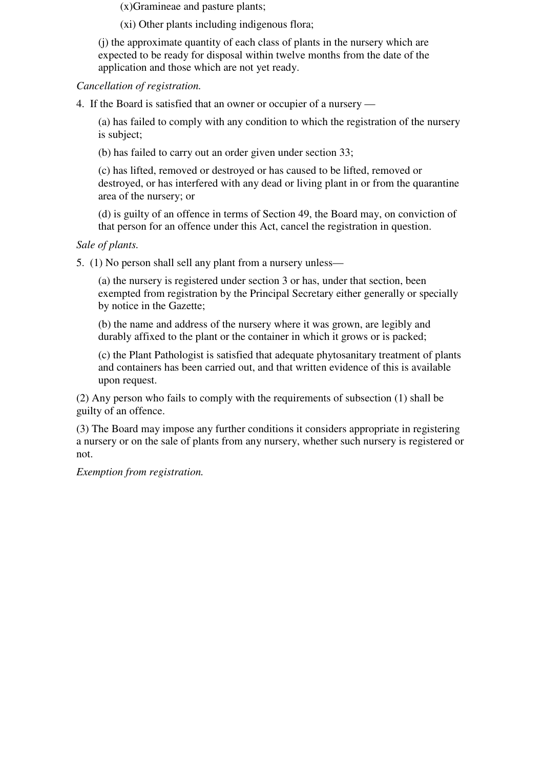(x)Gramineae and pasture plants;

(xi) Other plants including indigenous flora;

(j) the approximate quantity of each class of plants in the nursery which are expected to be ready for disposal within twelve months from the date of the application and those which are not yet ready.

*Cancellation of registration.*

4. If the Board is satisfied that an owner or occupier of a nursery —

(a) has failed to comply with any condition to which the registration of the nursery is subject;

(b) has failed to carry out an order given under section 33;

(c) has lifted, removed or destroyed or has caused to be lifted, removed or destroyed, or has interfered with any dead or living plant in or from the quarantine area of the nursery; or

(d) is guilty of an offence in terms of Section 49, the Board may, on conviction of that person for an offence under this Act, cancel the registration in question.

*Sale of plants.*

5. (1) No person shall sell any plant from a nursery unless—

(a) the nursery is registered under section 3 or has, under that section, been exempted from registration by the Principal Secretary either generally or specially by notice in the Gazette;

(b) the name and address of the nursery where it was grown, are legibly and durably affixed to the plant or the container in which it grows or is packed;

(c) the Plant Pathologist is satisfied that adequate phytosanitary treatment of plants and containers has been carried out, and that written evidence of this is available upon request.

(2) Any person who fails to comply with the requirements of subsection (1) shall be guilty of an offence.

(3) The Board may impose any further conditions it considers appropriate in registering a nursery or on the sale of plants from any nursery, whether such nursery is registered or not.

*Exemption from registration.*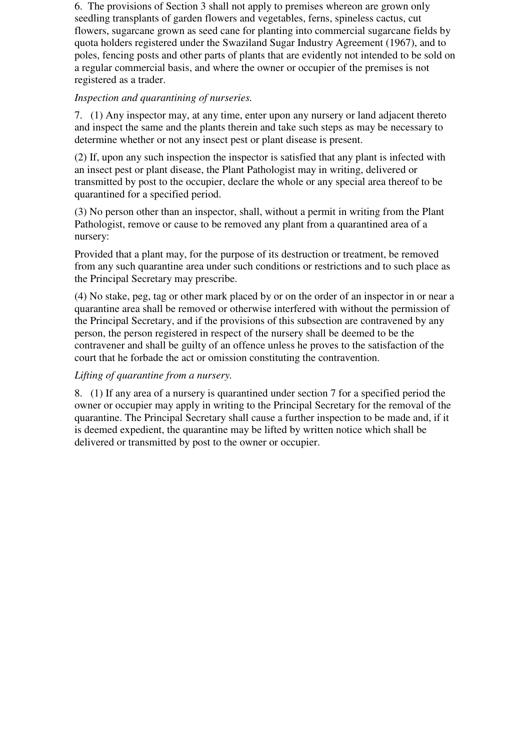6. The provisions of Section 3 shall not apply to premises whereon are grown only seedling transplants of garden flowers and vegetables, ferns, spineless cactus, cut flowers, sugarcane grown as seed cane for planting into commercial sugarcane fields by quota holders registered under the Swaziland Sugar Industry Agreement (1967), and to poles, fencing posts and other parts of plants that are evidently not intended to be sold on a regular commercial basis, and where the owner or occupier of the premises is not registered as a trader.

*Inspection and quarantining of nurseries.*

7. (1) Any inspector may, at any time, enter upon any nursery or land adjacent thereto and inspect the same and the plants therein and take such steps as may be necessary to determine whether or not any insect pest or plant disease is present.

(2) If, upon any such inspection the inspector is satisfied that any plant is infected with an insect pest or plant disease, the Plant Pathologist may in writing, delivered or transmitted by post to the occupier, declare the whole or any special area thereof to be quarantined for a specified period.

(3) No person other than an inspector, shall, without a permit in writing from the Plant Pathologist, remove or cause to be removed any plant from a quarantined area of a nursery:

Provided that a plant may, for the purpose of its destruction or treatment, be removed from any such quarantine area under such conditions or restrictions and to such place as the Principal Secretary may prescribe.

(4) No stake, peg, tag or other mark placed by or on the order of an inspector in or near a quarantine area shall be removed or otherwise interfered with without the permission of the Principal Secretary, and if the provisions of this subsection are contravened by any person, the person registered in respect of the nursery shall be deemed to be the contravener and shall be guilty of an offence unless he proves to the satisfaction of the court that he forbade the act or omission constituting the contravention.

*Lifting of quarantine from a nursery.*

8. (1) If any area of a nursery is quarantined under section 7 for a specified period the owner or occupier may apply in writing to the Principal Secretary for the removal of the quarantine. The Principal Secretary shall cause a further inspection to be made and, if it is deemed expedient, the quarantine may be lifted by written notice which shall be delivered or transmitted by post to the owner or occupier.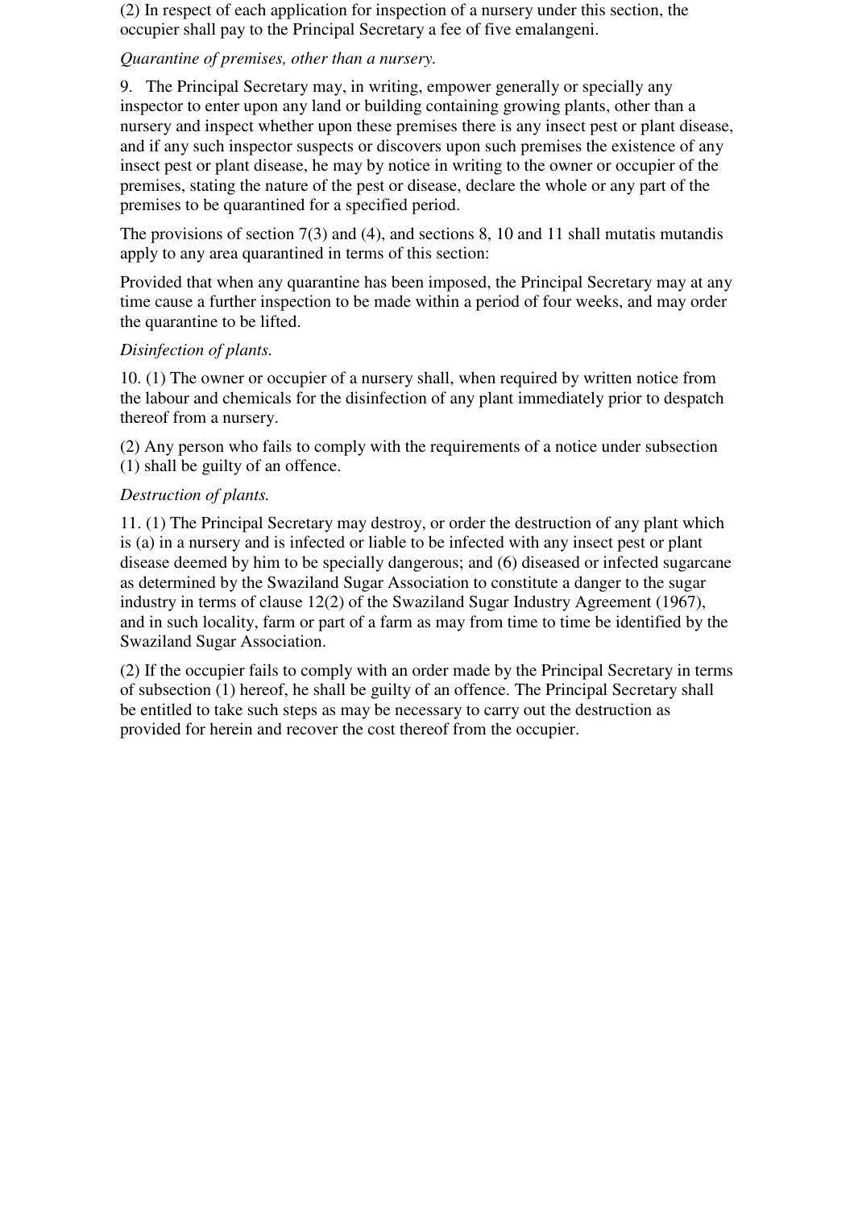(2) In respect of each application for inspection of a nursery under this section, the occupier shall pay to the Principal Secretary a fee of five emalangeni.

*Quarantine of premises, other than a nursery.*

9. The Principal Secretary may, in writing, empower generally or specially any inspector to enter upon any land or building containing growing plants, other than a nursery and inspect whether upon these premises there is any insect pest or plant disease, and if any such inspector suspects or discovers upon such premises the existence of any insect pest or plant disease, he may by notice in writing to the owner or occupier of the premises, stating the nature of the pest or disease, declare the whole or any part of the premises to be quarantined for a specified period.

The provisions of section 7(3) and (4), and sections 8, 10 and 11 shall mutatis mutandis apply to any area quarantined in terms of this section:

Provided that when any quarantine has been imposed, the Principal Secretary may at any time cause a further inspection to be made within a period of four weeks, and may order the quarantine to be lifted.

*Disinfection of plants.*

10. (1) The owner or occupier of a nursery shall, when required by written notice from the labour and chemicals for the disinfection of any plant immediately prior to despatch thereof from a nursery.

(2) Any person who fails to comply with the requirements of a notice under subsection (1) shall be guilty of an offence.

*Destruction of plants.*

11. (1) The Principal Secretary may destroy, or order the destruction of any plant which is (a) in a nursery and is infected or liable to be infected with any insect pest or plant disease deemed by him to be specially dangerous; and (6) diseased or infected sugarcane as determined by the Swaziland Sugar Association to constitute a danger to the sugar industry in terms of clause 12(2) of the Swaziland Sugar Industry Agreement (1967), and in such locality, farm or part of a farm as may from time to time be identified by the Swaziland Sugar Association.

(2) If the occupier fails to comply with an order made by the Principal Secretary in terms of subsection (1) hereof, he shall be guilty of an offence. The Principal Secretary shall be entitled to take such steps as may be necessary to carry out the destruction as provided for herein and recover the cost thereof from the occupier.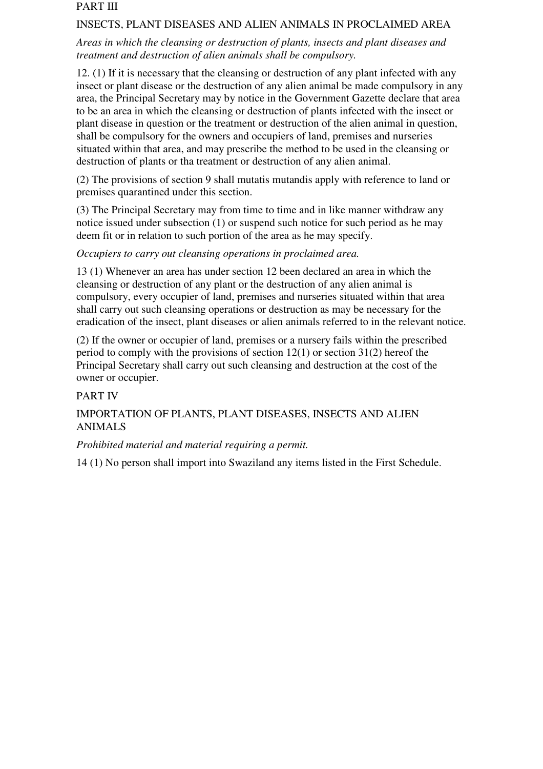## PART III

## INSECTS, PLANT DISEASES AND ALIEN ANIMALS IN PROCLAIMED AREA

*Areas in which the cleansing or destruction of plants, insects and plant diseases and treatment and destruction of alien animals shall be compulsory.*

12. (1) If it is necessary that the cleansing or destruction of any plant infected with any insect or plant disease or the destruction of any alien animal be made compulsory in any area, the Principal Secretary may by notice in the Government Gazette declare that area to be an area in which the cleansing or destruction of plants infected with the insect or plant disease in question or the treatment or destruction of the alien animal in question, shall be compulsory for the owners and occupiers of land, premises and nurseries situated within that area, and may prescribe the method to be used in the cleansing or destruction of plants or tha treatment or destruction of any alien animal.

(2) The provisions of section 9 shall mutatis mutandis apply with reference to land or premises quarantined under this section.

(3) The Principal Secretary may from time to time and in like manner withdraw any notice issued under subsection (1) or suspend such notice for such period as he may deem fit or in relation to such portion of the area as he may specify.

*Occupiers to carry out cleansing operations in proclaimed area.*

13 (1) Whenever an area has under section 12 been declared an area in which the cleansing or destruction of any plant or the destruction of any alien animal is compulsory, every occupier of land, premises and nurseries situated within that area shall carry out such cleansing operations or destruction as may be necessary for the eradication of the insect, plant diseases or alien animals referred to in the relevant notice.

(2) If the owner or occupier of land, premises or a nursery fails within the prescribed period to comply with the provisions of section 12(1) or section 31(2) hereof the Principal Secretary shall carry out such cleansing and destruction at the cost of the owner or occupier.

## PART IV

## IMPORTATION OF PLANTS, PLANT DISEASES, INSECTS AND ALIEN ANIMALS

*Prohibited material and material requiring a permit.*

14 (1) No person shall import into Swaziland any items listed in the First Schedule.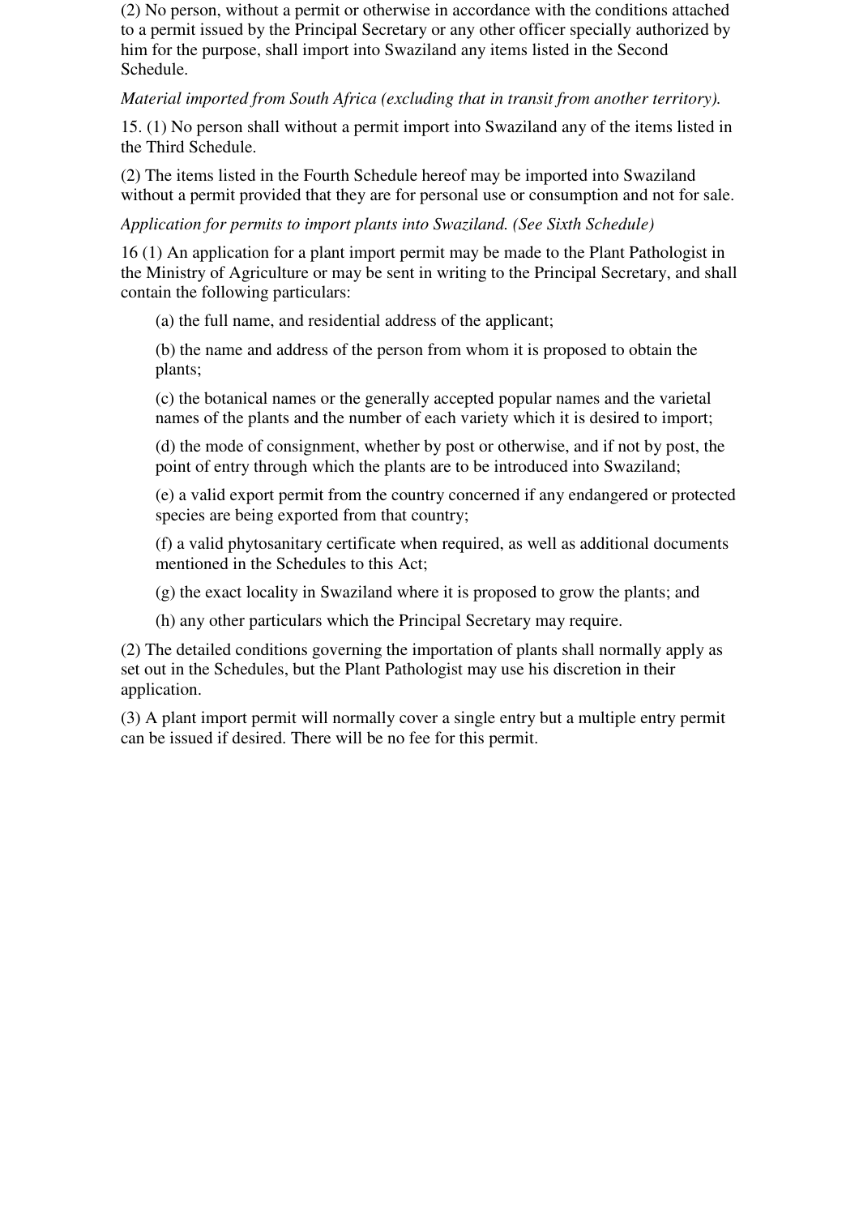(2) No person, without a permit or otherwise in accordance with the conditions attached to a permit issued by the Principal Secretary or any other officer specially authorized by him for the purpose, shall import into Swaziland any items listed in the Second Schedule.

*Material imported from South Africa (excluding that in transit from another territory).*

15. (1) No person shall without a permit import into Swaziland any of the items listed in the Third Schedule.

(2) The items listed in the Fourth Schedule hereof may be imported into Swaziland without a permit provided that they are for personal use or consumption and not for sale.

*Application for permits to import plants into Swaziland. (See Sixth Schedule)*

16 (1) An application for a plant import permit may be made to the Plant Pathologist in the Ministry of Agriculture or may be sent in writing to the Principal Secretary, and shall contain the following particulars:

(a) the full name, and residential address of the applicant;

(b) the name and address of the person from whom it is proposed to obtain the plants;

(c) the botanical names or the generally accepted popular names and the varietal names of the plants and the number of each variety which it is desired to import;

(d) the mode of consignment, whether by post or otherwise, and if not by post, the point of entry through which the plants are to be introduced into Swaziland;

(e) a valid export permit from the country concerned if any endangered or protected species are being exported from that country;

(f) a valid phytosanitary certificate when required, as well as additional documents mentioned in the Schedules to this Act;

(g) the exact locality in Swaziland where it is proposed to grow the plants; and

(h) any other particulars which the Principal Secretary may require.

(2) The detailed conditions governing the importation of plants shall normally apply as set out in the Schedules, but the Plant Pathologist may use his discretion in their application.

(3) A plant import permit will normally cover a single entry but a multiple entry permit can be issued if desired. There will be no fee for this permit.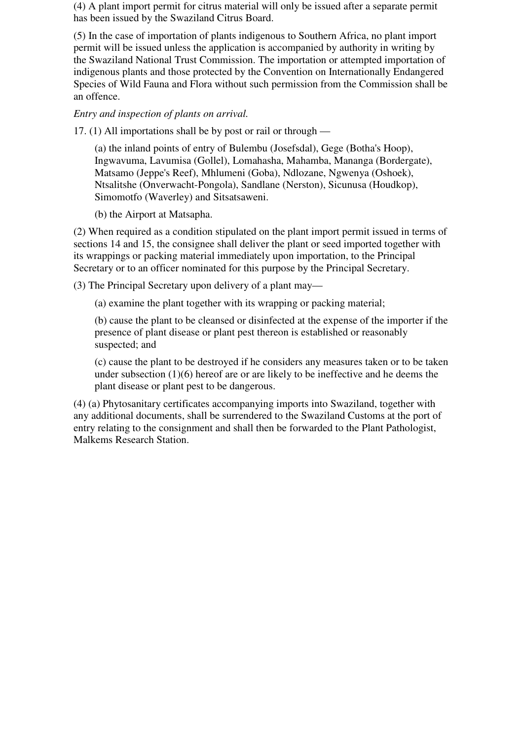(4) A plant import permit for citrus material will only be issued after a separate permit has been issued by the Swaziland Citrus Board.

(5) In the case of importation of plants indigenous to Southern Africa, no plant import permit will be issued unless the application is accompanied by authority in writing by the Swaziland National Trust Commission. The importation or attempted importation of indigenous plants and those protected by the Convention on Internationally Endangered Species of Wild Fauna and Flora without such permission from the Commission shall be an offence.

*Entry and inspection of plants on arrival.*

17. (1) All importations shall be by post or rail or through —

> (a) the inland points of entry of Bulembu (Josefsdal), Gege (Botha's Hoop), Ingwavuma, Lavumisa (Gollel), Lomahasha, Mahamba, Mananga (Bordergate), Matsamo (Jeppe's Reef), Mhlumeni (Goba), Ndlozane, Ngwenya (Oshoek), Ntsalitshe (Onverwacht-Pongola), Sandlane (Nerston), Sicunusa (Houdkop), Simomotfo (Waverley) and Sitsatsaweni.
>
> (b) the Airport at Matsapha.

(2) When required as a condition stipulated on the plant import permit issued in terms of sections 14 and 15, the consignee shall deliver the plant or seed imported together with its wrappings or packing material immediately upon importation, to the Principal Secretary or to an officer nominated for this purpose by the Principal Secretary.

(3) The Principal Secretary upon delivery of a plant may—

> (a) examine the plant together with its wrapping or packing material;
>
> (b) cause the plant to be cleansed or disinfected at the expense of the importer if the presence of plant disease or plant pest thereon is established or reasonably suspected; and
>
> (c) cause the plant to be destroyed if he considers any measures taken or to be taken under subsection (1)(6) hereof are or are likely to be ineffective and he deems the plant disease or plant pest to be dangerous.

(4) (a) Phytosanitary certificates accompanying imports into Swaziland, together with any additional documents, shall be surrendered to the Swaziland Customs at the port of entry relating to the consignment and shall then be forwarded to the Plant Pathologist, Malkems Research Station.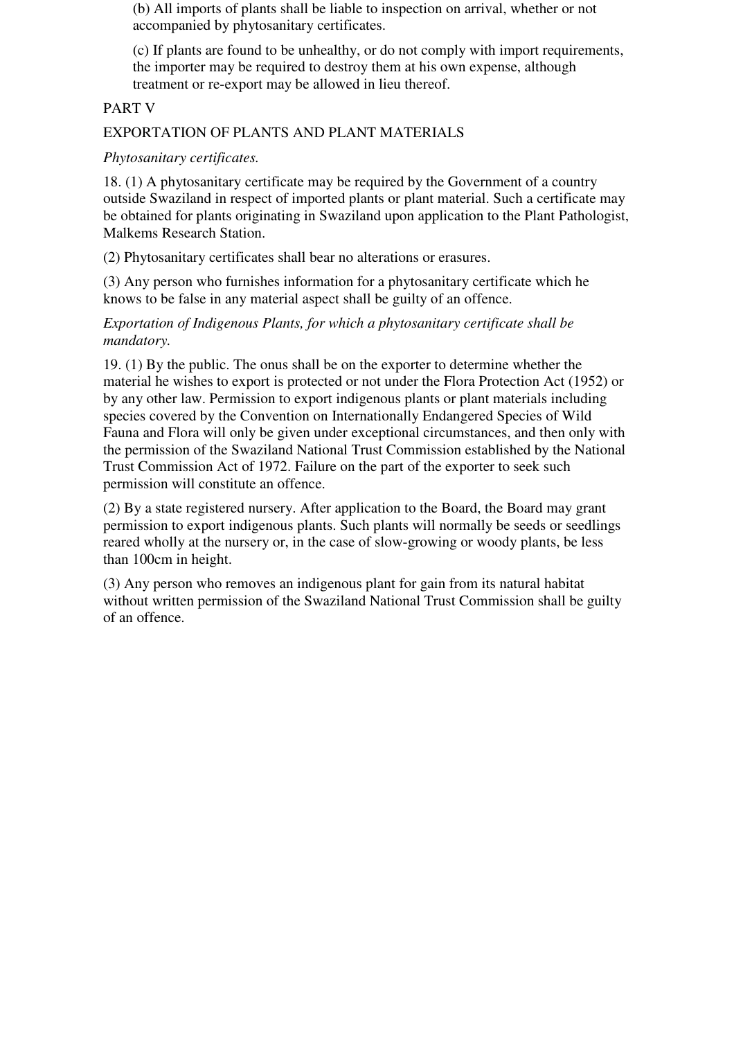(b) All imports of plants shall be liable to inspection on arrival, whether or not accompanied by phytosanitary certificates.

(c) If plants are found to be unhealthy, or do not comply with import requirements, the importer may be required to destroy them at his own expense, although treatment or re-export may be allowed in lieu thereof.

## PART V

## EXPORTATION OF PLANTS AND PLANT MATERIALS

*Phytosanitary certificates.*

18. (1) A phytosanitary certificate may be required by the Government of a country outside Swaziland in respect of imported plants or plant material. Such a certificate may be obtained for plants originating in Swaziland upon application to the Plant Pathologist, Malkems Research Station.

(2) Phytosanitary certificates shall bear no alterations or erasures.

(3) Any person who furnishes information for a phytosanitary certificate which he knows to be false in any material aspect shall be guilty of an offence.

*Exportation of Indigenous Plants, for which a phytosanitary certificate shall be mandatory.*

19. (1) By the public. The onus shall be on the exporter to determine whether the material he wishes to export is protected or not under the Flora Protection Act (1952) or by any other law. Permission to export indigenous plants or plant materials including species covered by the Convention on Internationally Endangered Species of Wild Fauna and Flora will only be given under exceptional circumstances, and then only with the permission of the Swaziland National Trust Commission established by the National Trust Commission Act of 1972. Failure on the part of the exporter to seek such permission will constitute an offence.

(2) By a state registered nursery. After application to the Board, the Board may grant permission to export indigenous plants. Such plants will normally be seeds or seedlings reared wholly at the nursery or, in the case of slow-growing or woody plants, be less than 100cm in height.

(3) Any person who removes an indigenous plant for gain from its natural habitat without written permission of the Swaziland National Trust Commission shall be guilty of an offence.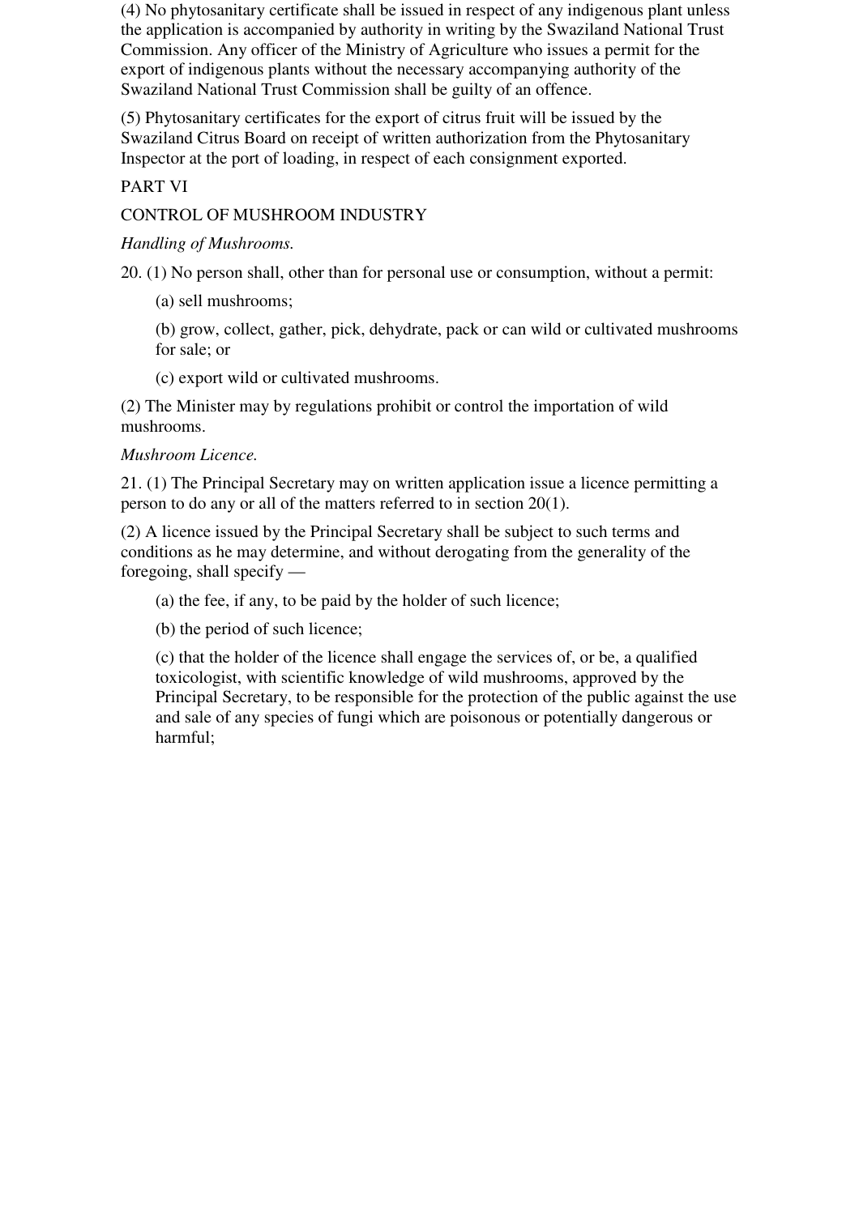(4) No phytosanitary certificate shall be issued in respect of any indigenous plant unless the application is accompanied by authority in writing by the Swaziland National Trust Commission. Any officer of the Ministry of Agriculture who issues a permit for the export of indigenous plants without the necessary accompanying authority of the Swaziland National Trust Commission shall be guilty of an offence.

(5) Phytosanitary certificates for the export of citrus fruit will be issued by the Swaziland Citrus Board on receipt of written authorization from the Phytosanitary Inspector at the port of loading, in respect of each consignment exported.

PART VI

CONTROL OF MUSHROOM INDUSTRY

*Handling of Mushrooms.*

20. (1) No person shall, other than for personal use or consumption, without a permit:

(a) sell mushrooms;

(b) grow, collect, gather, pick, dehydrate, pack or can wild or cultivated mushrooms for sale; or

(c) export wild or cultivated mushrooms.

(2) The Minister may by regulations prohibit or control the importation of wild mushrooms.

*Mushroom Licence.*

21. (1) The Principal Secretary may on written application issue a licence permitting a person to do any or all of the matters referred to in section 20(1).

(2) A licence issued by the Principal Secretary shall be subject to such terms and conditions as he may determine, and without derogating from the generality of the foregoing, shall specify —

(a) the fee, if any, to be paid by the holder of such licence;

(b) the period of such licence;

(c) that the holder of the licence shall engage the services of, or be, a qualified toxicologist, with scientific knowledge of wild mushrooms, approved by the Principal Secretary, to be responsible for the protection of the public against the use and sale of any species of fungi which are poisonous or potentially dangerous or harmful;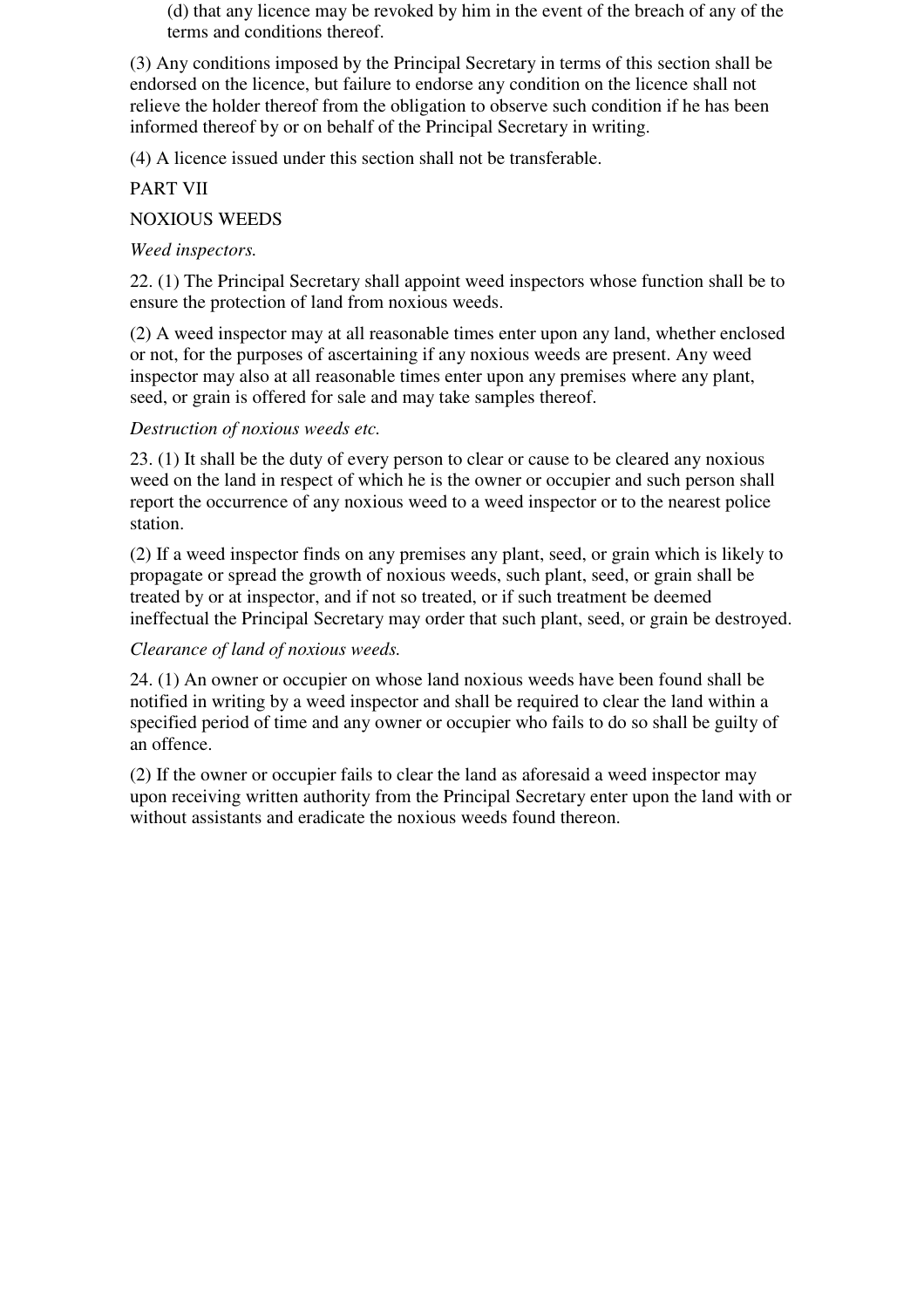(d) that any licence may be revoked by him in the event of the breach of any of the terms and conditions thereof.

(3) Any conditions imposed by the Principal Secretary in terms of this section shall be endorsed on the licence, but failure to endorse any condition on the licence shall not relieve the holder thereof from the obligation to observe such condition if he has been informed thereof by or on behalf of the Principal Secretary in writing.

(4) A licence issued under this section shall not be transferable.

PART VII

NOXIOUS WEEDS

*Weed inspectors.*

22. (1) The Principal Secretary shall appoint weed inspectors whose function shall be to ensure the protection of land from noxious weeds.

(2) A weed inspector may at all reasonable times enter upon any land, whether enclosed or not, for the purposes of ascertaining if any noxious weeds are present. Any weed inspector may also at all reasonable times enter upon any premises where any plant, seed, or grain is offered for sale and may take samples thereof.

*Destruction of noxious weeds etc.*

23. (1) It shall be the duty of every person to clear or cause to be cleared any noxious weed on the land in respect of which he is the owner or occupier and such person shall report the occurrence of any noxious weed to a weed inspector or to the nearest police station.

(2) If a weed inspector finds on any premises any plant, seed, or grain which is likely to propagate or spread the growth of noxious weeds, such plant, seed, or grain shall be treated by or at inspector, and if not so treated, or if such treatment be deemed ineffectual the Principal Secretary may order that such plant, seed, or grain be destroyed.

*Clearance of land of noxious weeds.*

24. (1) An owner or occupier on whose land noxious weeds have been found shall be notified in writing by a weed inspector and shall be required to clear the land within a specified period of time and any owner or occupier who fails to do so shall be guilty of an offence.

(2) If the owner or occupier fails to clear the land as aforesaid a weed inspector may upon receiving written authority from the Principal Secretary enter upon the land with or without assistants and eradicate the noxious weeds found thereon.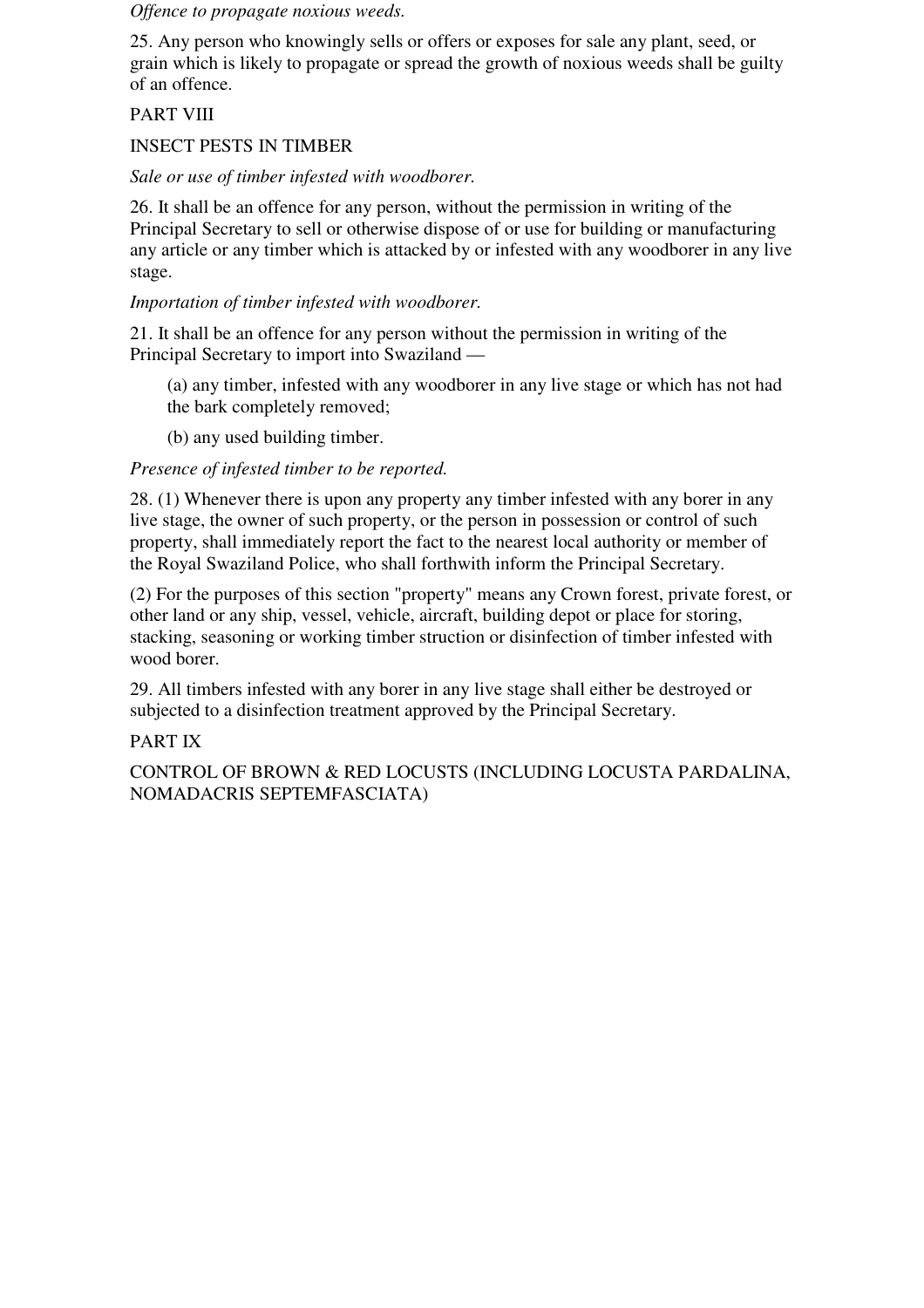*Offence to propagate noxious weeds.*

25. Any person who knowingly sells or offers or exposes for sale any plant, seed, or grain which is likely to propagate or spread the growth of noxious weeds shall be guilty of an offence.

PART VIII

INSECT PESTS IN TIMBER

*Sale or use of timber infested with woodborer.*

26. It shall be an offence for any person, without the permission in writing of the Principal Secretary to sell or otherwise dispose of or use for building or manufacturing any article or any timber which is attacked by or infested with any woodborer in any live stage.

*Importation of timber infested with woodborer.*

21. It shall be an offence for any person without the permission in writing of the Principal Secretary to import into Swaziland —

(a) any timber, infested with any woodborer in any live stage or which has not had the bark completely removed;

(b) any used building timber.

*Presence of infested timber to be reported.*

28. (1) Whenever there is upon any property any timber infested with any borer in any live stage, the owner of such property, or the person in possession or control of such property, shall immediately report the fact to the nearest local authority or member of the Royal Swaziland Police, who shall forthwith inform the Principal Secretary.

(2) For the purposes of this section "property" means any Crown forest, private forest, or other land or any ship, vessel, vehicle, aircraft, building depot or place for storing, stacking, seasoning or working timber struction or disinfection of timber infested with wood borer.

29. All timbers infested with any borer in any live stage shall either be destroyed or subjected to a disinfection treatment approved by the Principal Secretary.

PART IX

CONTROL OF BROWN & RED LOCUSTS (INCLUDING LOCUSTA PARDALINA, NOMADACRIS SEPTEMFASCIATA)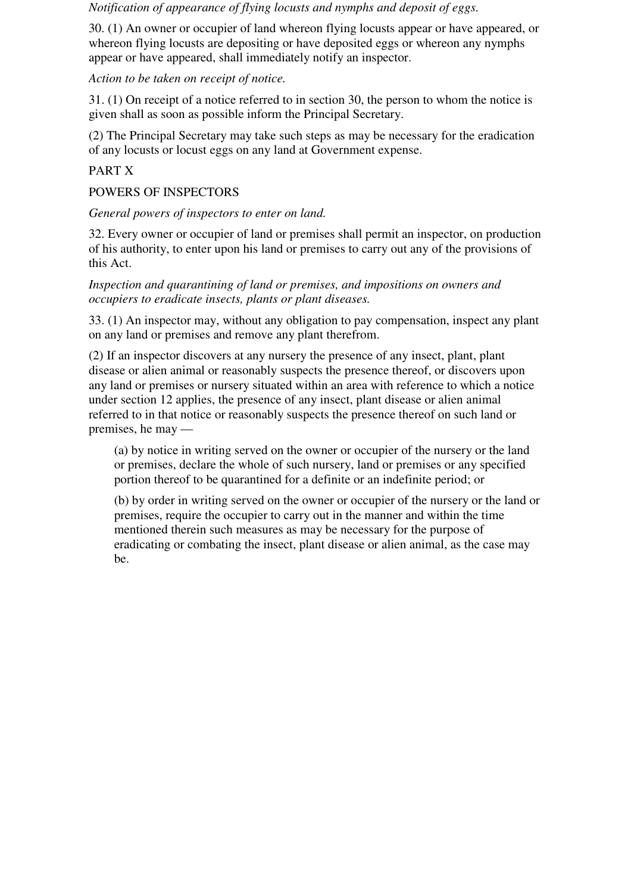*Notification of appearance of flying locusts and nymphs and deposit of eggs.*

30. (1) An owner or occupier of land whereon flying locusts appear or have appeared, or whereon flying locusts are depositing or have deposited eggs or whereon any nymphs appear or have appeared, shall immediately notify an inspector.

*Action to be taken on receipt of notice.*

31. (1) On receipt of a notice referred to in section 30, the person to whom the notice is given shall as soon as possible inform the Principal Secretary.

(2) The Principal Secretary may take such steps as may be necessary for the eradication of any locusts or locust eggs on any land at Government expense.

## PART X

## POWERS OF INSPECTORS

*General powers of inspectors to enter on land.*

32. Every owner or occupier of land or premises shall permit an inspector, on production of his authority, to enter upon his land or premises to carry out any of the provisions of this Act.

*Inspection and quarantining of land or premises, and impositions on owners and occupiers to eradicate insects, plants or plant diseases.*

33. (1) An inspector may, without any obligation to pay compensation, inspect any plant on any land or premises and remove any plant therefrom.

(2) If an inspector discovers at any nursery the presence of any insect, plant, plant disease or alien animal or reasonably suspects the presence thereof, or discovers upon any land or premises or nursery situated within an area with reference to which a notice under section 12 applies, the presence of any insect, plant disease or alien animal referred to in that notice or reasonably suspects the presence thereof on such land or premises, he may —

(a) by notice in writing served on the owner or occupier of the nursery or the land or premises, declare the whole of such nursery, land or premises or any specified portion thereof to be quarantined for a definite or an indefinite period; or

(b) by order in writing served on the owner or occupier of the nursery or the land or premises, require the occupier to carry out in the manner and within the time mentioned therein such measures as may be necessary for the purpose of eradicating or combating the insect, plant disease or alien animal, as the case may be.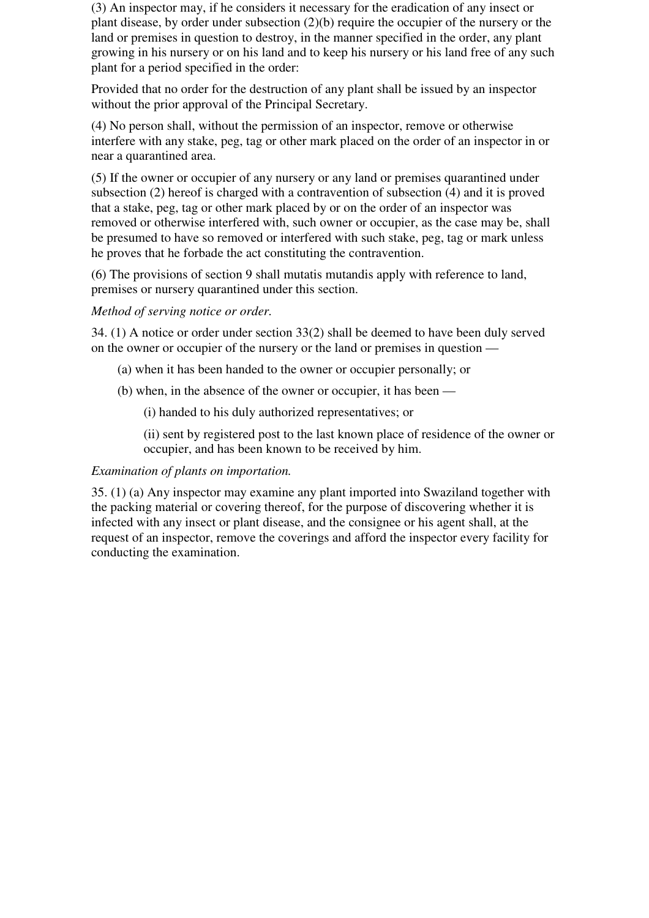(3) An inspector may, if he considers it necessary for the eradication of any insect or plant disease, by order under subsection (2)(b) require the occupier of the nursery or the land or premises in question to destroy, in the manner specified in the order, any plant growing in his nursery or on his land and to keep his nursery or his land free of any such plant for a period specified in the order:

Provided that no order for the destruction of any plant shall be issued by an inspector without the prior approval of the Principal Secretary.

(4) No person shall, without the permission of an inspector, remove or otherwise interfere with any stake, peg, tag or other mark placed on the order of an inspector in or near a quarantined area.

(5) If the owner or occupier of any nursery or any land or premises quarantined under subsection (2) hereof is charged with a contravention of subsection (4) and it is proved that a stake, peg, tag or other mark placed by or on the order of an inspector was removed or otherwise interfered with, such owner or occupier, as the case may be, shall be presumed to have so removed or interfered with such stake, peg, tag or mark unless he proves that he forbade the act constituting the contravention.

(6) The provisions of section 9 shall mutatis mutandis apply with reference to land, premises or nursery quarantined under this section.

*Method of serving notice or order.*

34. (1) A notice or order under section 33(2) shall be deemed to have been duly served on the owner or occupier of the nursery or the land or premises in question —

(a) when it has been handed to the owner or occupier personally; or

(b) when, in the absence of the owner or occupier, it has been —

(i) handed to his duly authorized representatives; or

(ii) sent by registered post to the last known place of residence of the owner or occupier, and has been known to be received by him.

*Examination of plants on importation.*

35. (1) (a) Any inspector may examine any plant imported into Swaziland together with the packing material or covering thereof, for the purpose of discovering whether it is infected with any insect or plant disease, and the consignee or his agent shall, at the request of an inspector, remove the coverings and afford the inspector every facility for conducting the examination.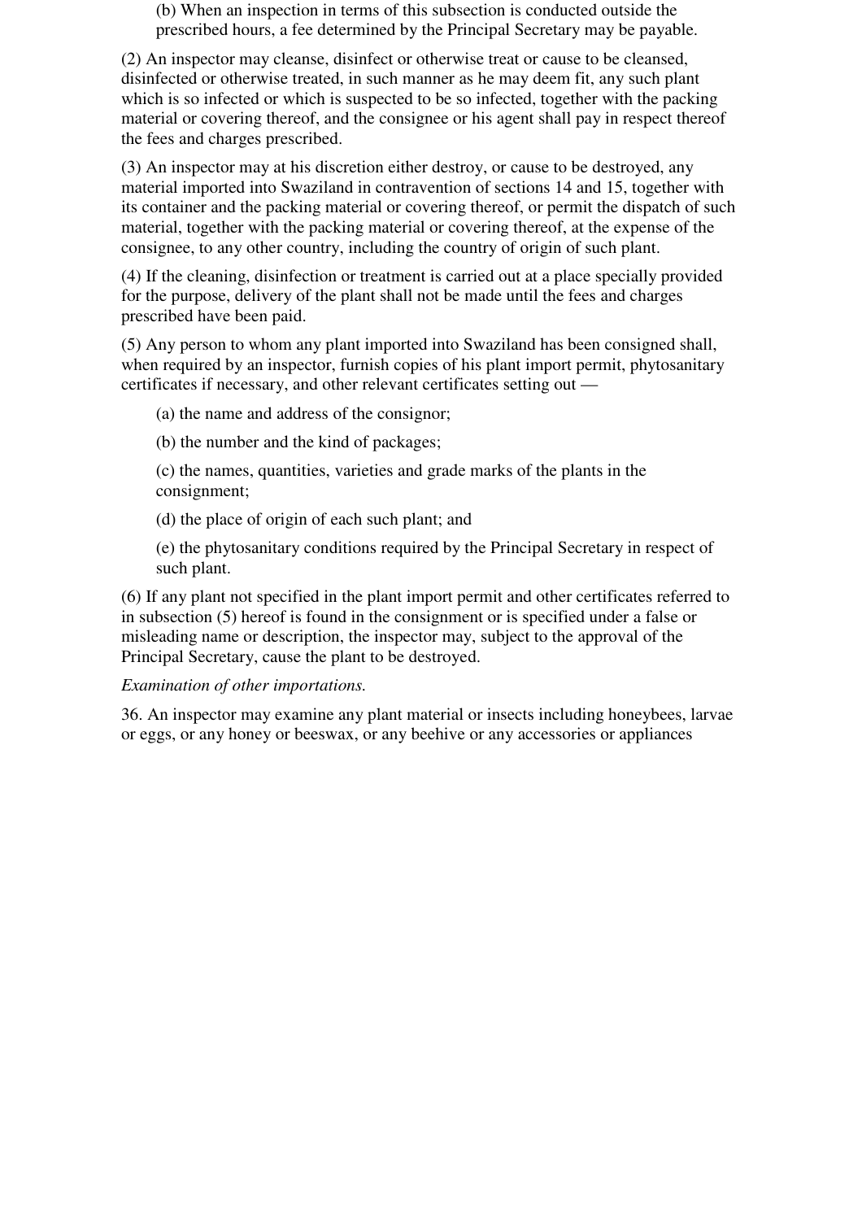(b) When an inspection in terms of this subsection is conducted outside the prescribed hours, a fee determined by the Principal Secretary may be payable.

(2) An inspector may cleanse, disinfect or otherwise treat or cause to be cleansed, disinfected or otherwise treated, in such manner as he may deem fit, any such plant which is so infected or which is suspected to be so infected, together with the packing material or covering thereof, and the consignee or his agent shall pay in respect thereof the fees and charges prescribed.

(3) An inspector may at his discretion either destroy, or cause to be destroyed, any material imported into Swaziland in contravention of sections 14 and 15, together with its container and the packing material or covering thereof, or permit the dispatch of such material, together with the packing material or covering thereof, at the expense of the consignee, to any other country, including the country of origin of such plant.

(4) If the cleaning, disinfection or treatment is carried out at a place specially provided for the purpose, delivery of the plant shall not be made until the fees and charges prescribed have been paid.

(5) Any person to whom any plant imported into Swaziland has been consigned shall, when required by an inspector, furnish copies of his plant import permit, phytosanitary certificates if necessary, and other relevant certificates setting out —

(a) the name and address of the consignor;

(b) the number and the kind of packages;

(c) the names, quantities, varieties and grade marks of the plants in the consignment;

(d) the place of origin of each such plant; and

(e) the phytosanitary conditions required by the Principal Secretary in respect of such plant.

(6) If any plant not specified in the plant import permit and other certificates referred to in subsection (5) hereof is found in the consignment or is specified under a false or misleading name or description, the inspector may, subject to the approval of the Principal Secretary, cause the plant to be destroyed.

*Examination of other importations.*

36. An inspector may examine any plant material or insects including honeybees, larvae or eggs, or any honey or beeswax, or any beehive or any accessories or appliances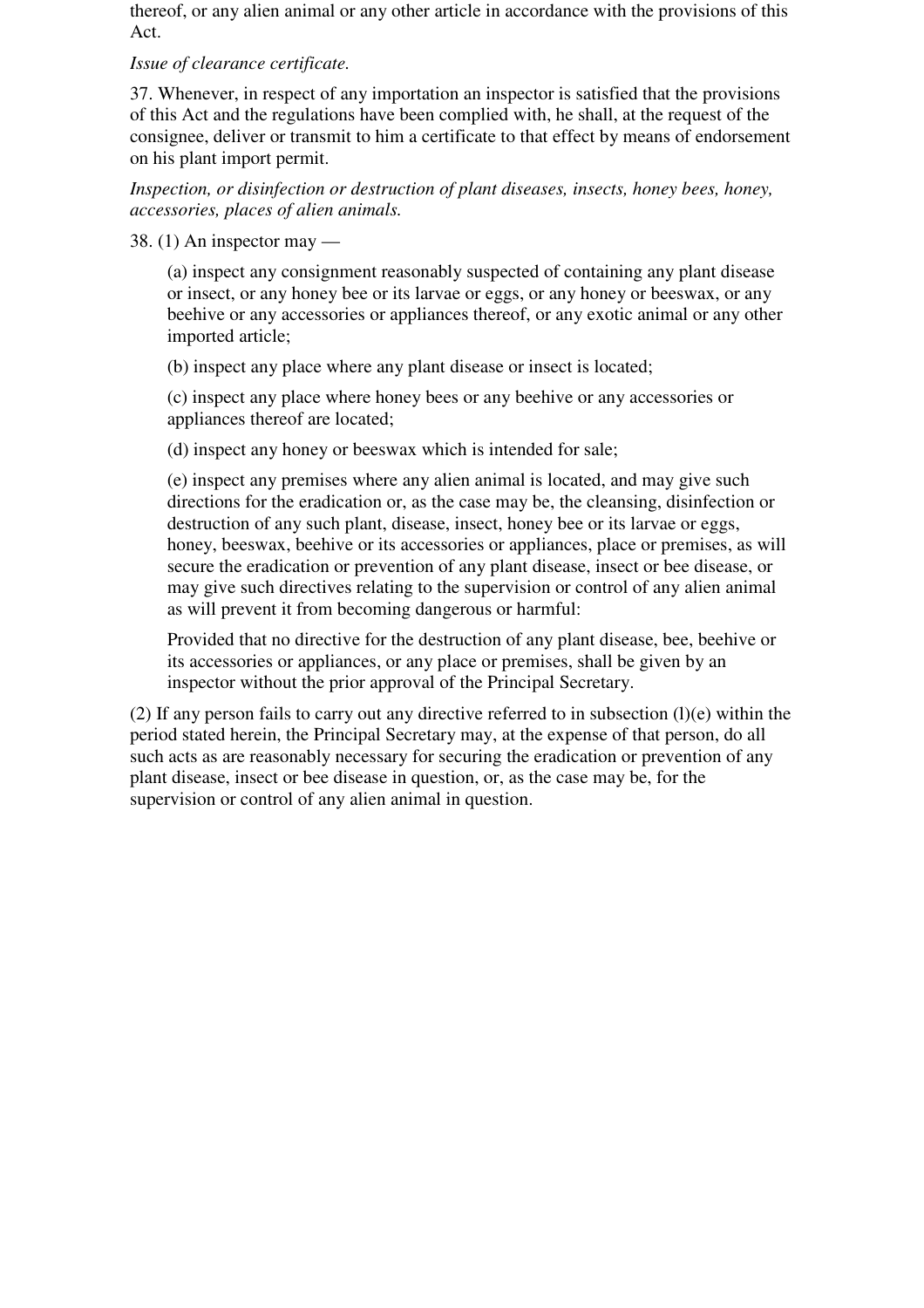thereof, or any alien animal or any other article in accordance with the provisions of this Act.

*Issue of clearance certificate.*

37. Whenever, in respect of any importation an inspector is satisfied that the provisions of this Act and the regulations have been complied with, he shall, at the request of the consignee, deliver or transmit to him a certificate to that effect by means of endorsement on his plant import permit.

*Inspection, or disinfection or destruction of plant diseases, insects, honey bees, honey, accessories, places of alien animals.*

38. (1) An inspector may —

> (a) inspect any consignment reasonably suspected of containing any plant disease or insect, or any honey bee or its larvae or eggs, or any honey or beeswax, or any beehive or any accessories or appliances thereof, or any exotic animal or any other imported article;
>
> (b) inspect any place where any plant disease or insect is located;
>
> (c) inspect any place where honey bees or any beehive or any accessories or appliances thereof are located;
>
> (d) inspect any honey or beeswax which is intended for sale;
>
> (e) inspect any premises where any alien animal is located, and may give such directions for the eradication or, as the case may be, the cleansing, disinfection or destruction of any such plant, disease, insect, honey bee or its larvae or eggs, honey, beeswax, beehive or its accessories or appliances, place or premises, as will secure the eradication or prevention of any plant disease, insect or bee disease, or may give such directives relating to the supervision or control of any alien animal as will prevent it from becoming dangerous or harmful:
>
> Provided that no directive for the destruction of any plant disease, bee, beehive or its accessories or appliances, or any place or premises, shall be given by an inspector without the prior approval of the Principal Secretary.

(2) If any person fails to carry out any directive referred to in subsection (l)(e) within the period stated herein, the Principal Secretary may, at the expense of that person, do all such acts as are reasonably necessary for securing the eradication or prevention of any plant disease, insect or bee disease in question, or, as the case may be, for the supervision or control of any alien animal in question.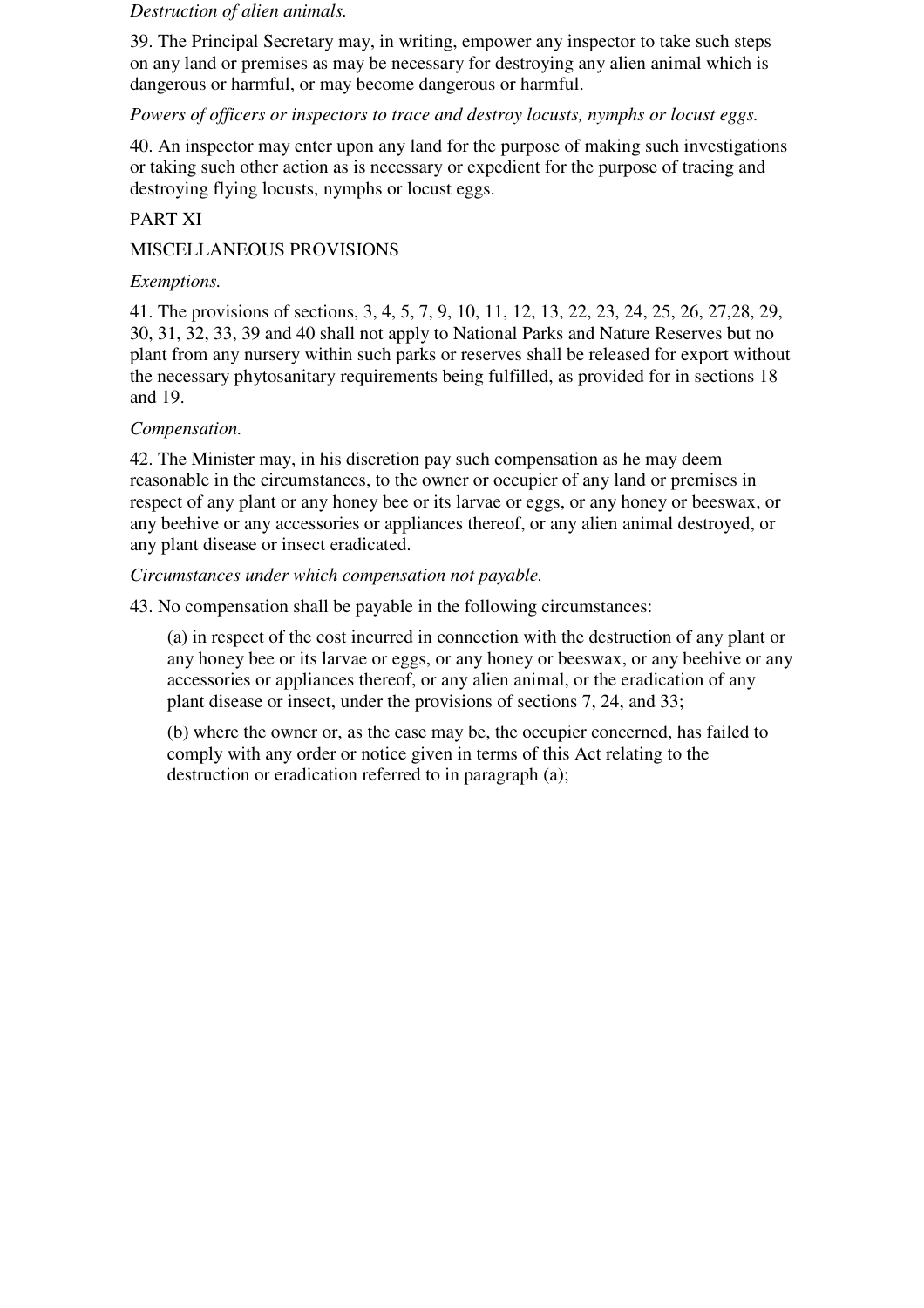*Destruction of alien animals.*

39. The Principal Secretary may, in writing, empower any inspector to take such steps on any land or premises as may be necessary for destroying any alien animal which is dangerous or harmful, or may become dangerous or harmful.

*Powers of officers or inspectors to trace and destroy locusts, nymphs or locust eggs.*

40. An inspector may enter upon any land for the purpose of making such investigations or taking such other action as is necessary or expedient for the purpose of tracing and destroying flying locusts, nymphs or locust eggs.

## PART XI

## MISCELLANEOUS PROVISIONS

*Exemptions.*

41. The provisions of sections, 3, 4, 5, 7, 9, 10, 11, 12, 13, 22, 23, 24, 25, 26, 27,28, 29, 30, 31, 32, 33, 39 and 40 shall not apply to National Parks and Nature Reserves but no plant from any nursery within such parks or reserves shall be released for export without the necessary phytosanitary requirements being fulfilled, as provided for in sections 18 and 19.

*Compensation.*

42. The Minister may, in his discretion pay such compensation as he may deem reasonable in the circumstances, to the owner or occupier of any land or premises in respect of any plant or any honey bee or its larvae or eggs, or any honey or beeswax, or any beehive or any accessories or appliances thereof, or any alien animal destroyed, or any plant disease or insect eradicated.

*Circumstances under which compensation not payable.*

43. No compensation shall be payable in the following circumstances:

(a) in respect of the cost incurred in connection with the destruction of any plant or any honey bee or its larvae or eggs, or any honey or beeswax, or any beehive or any accessories or appliances thereof, or any alien animal, or the eradication of any plant disease or insect, under the provisions of sections 7, 24, and 33;

(b) where the owner or, as the case may be, the occupier concerned, has failed to comply with any order or notice given in terms of this Act relating to the destruction or eradication referred to in paragraph (a);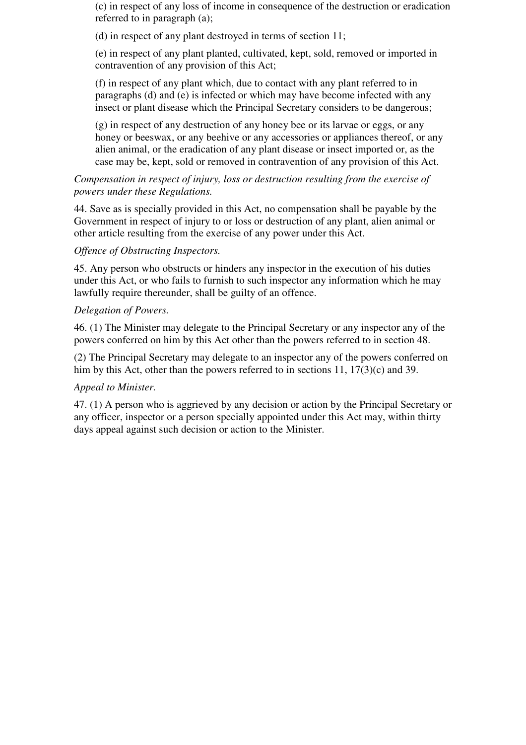(c) in respect of any loss of income in consequence of the destruction or eradication referred to in paragraph (a);

(d) in respect of any plant destroyed in terms of section 11;

(e) in respect of any plant planted, cultivated, kept, sold, removed or imported in contravention of any provision of this Act;

(f) in respect of any plant which, due to contact with any plant referred to in paragraphs (d) and (e) is infected or which may have become infected with any insect or plant disease which the Principal Secretary considers to be dangerous;

(g) in respect of any destruction of any honey bee or its larvae or eggs, or any honey or beeswax, or any beehive or any accessories or appliances thereof, or any alien animal, or the eradication of any plant disease or insect imported or, as the case may be, kept, sold or removed in contravention of any provision of this Act.

*Compensation in respect of injury, loss or destruction resulting from the exercise of powers under these Regulations.*

44. Save as is specially provided in this Act, no compensation shall be payable by the Government in respect of injury to or loss or destruction of any plant, alien animal or other article resulting from the exercise of any power under this Act.

*Offence of Obstructing Inspectors.*

45. Any person who obstructs or hinders any inspector in the execution of his duties under this Act, or who fails to furnish to such inspector any information which he may lawfully require thereunder, shall be guilty of an offence.

*Delegation of Powers.*

46. (1) The Minister may delegate to the Principal Secretary or any inspector any of the powers conferred on him by this Act other than the powers referred to in section 48.

(2) The Principal Secretary may delegate to an inspector any of the powers conferred on him by this Act, other than the powers referred to in sections 11, 17(3)(c) and 39.

*Appeal to Minister.*

47. (1) A person who is aggrieved by any decision or action by the Principal Secretary or any officer, inspector or a person specially appointed under this Act may, within thirty days appeal against such decision or action to the Minister.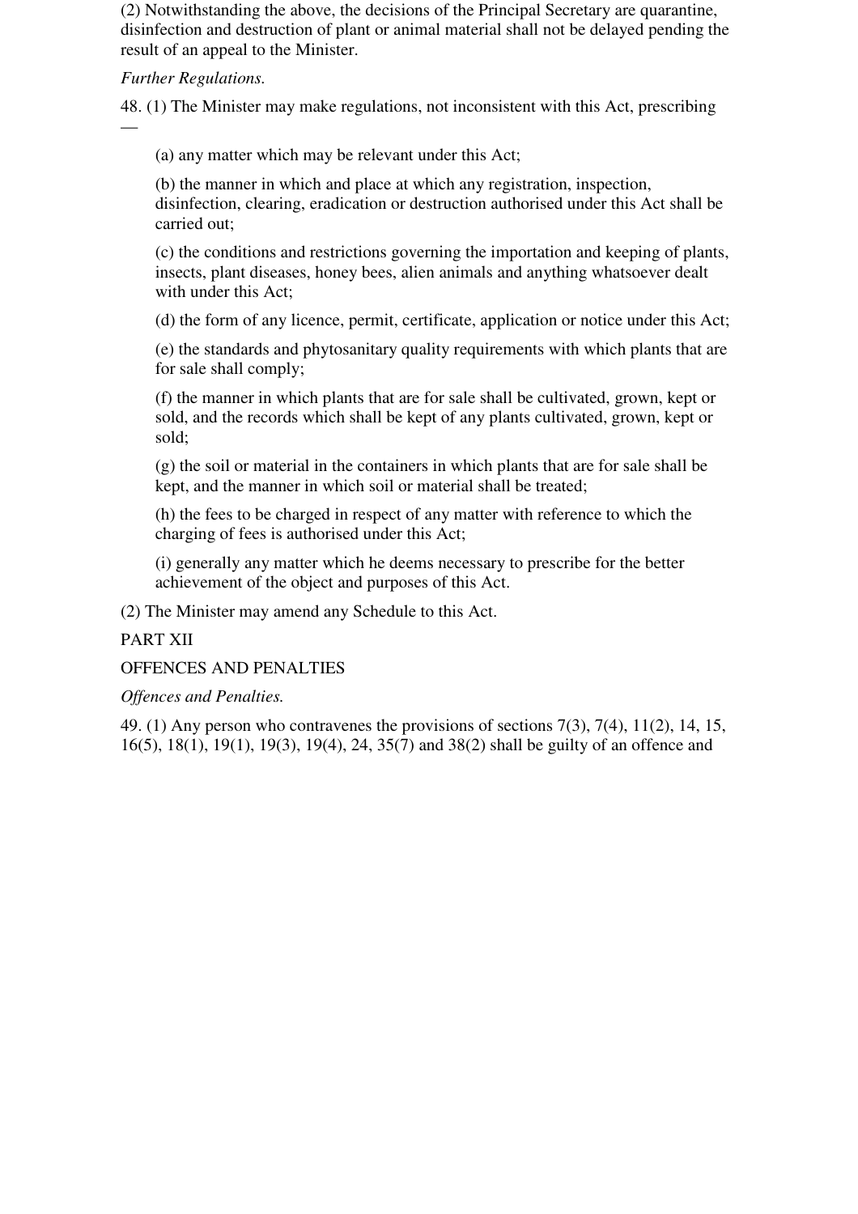(2) Notwithstanding the above, the decisions of the Principal Secretary are quarantine, disinfection and destruction of plant or animal material shall not be delayed pending the result of an appeal to the Minister.

*Further Regulations.*

48. (1) The Minister may make regulations, not inconsistent with this Act, prescribing —

(a) any matter which may be relevant under this Act;

(b) the manner in which and place at which any registration, inspection, disinfection, clearing, eradication or destruction authorised under this Act shall be carried out;

(c) the conditions and restrictions governing the importation and keeping of plants, insects, plant diseases, honey bees, alien animals and anything whatsoever dealt with under this Act;

(d) the form of any licence, permit, certificate, application or notice under this Act;

(e) the standards and phytosanitary quality requirements with which plants that are for sale shall comply;

(f) the manner in which plants that are for sale shall be cultivated, grown, kept or sold, and the records which shall be kept of any plants cultivated, grown, kept or sold;

(g) the soil or material in the containers in which plants that are for sale shall be kept, and the manner in which soil or material shall be treated;

(h) the fees to be charged in respect of any matter with reference to which the charging of fees is authorised under this Act;

(i) generally any matter which he deems necessary to prescribe for the better achievement of the object and purposes of this Act.

(2) The Minister may amend any Schedule to this Act.

PART XII

OFFENCES AND PENALTIES

*Offences and Penalties.*

49. (1) Any person who contravenes the provisions of sections 7(3), 7(4), 11(2), 14, 15, 16(5), 18(1), 19(1), 19(3), 19(4), 24, 35(7) and 38(2) shall be guilty of an offence and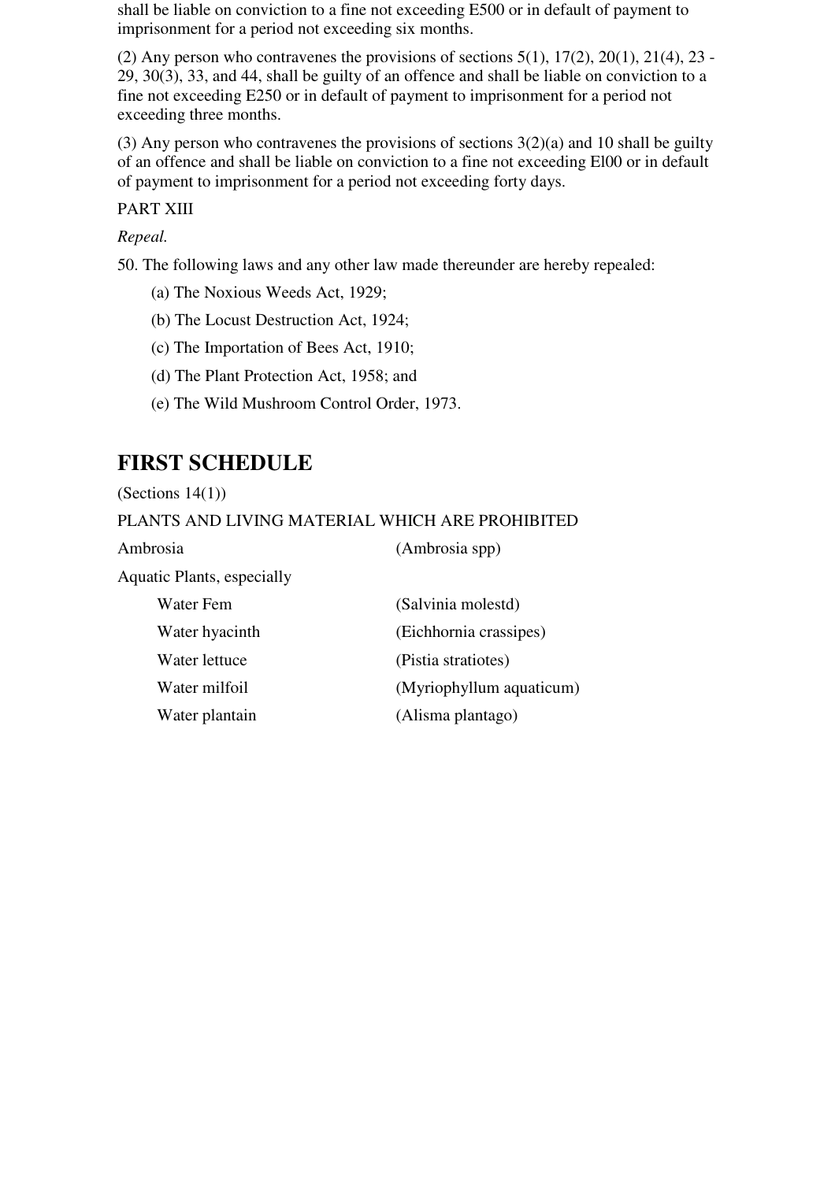shall be liable on conviction to a fine not exceeding E500 or in default of payment to imprisonment for a period not exceeding six months.

(2) Any person who contravenes the provisions of sections 5(1), 17(2), 20(1), 21(4), 23 - 29, 30(3), 33, and 44, shall be guilty of an offence and shall be liable on conviction to a fine not exceeding E250 or in default of payment to imprisonment for a period not exceeding three months.

(3) Any person who contravenes the provisions of sections 3(2)(a) and 10 shall be guilty of an offence and shall be liable on conviction to a fine not exceeding El00 or in default of payment to imprisonment for a period not exceeding forty days.

PART XIII

*Repeal.*

50. The following laws and any other law made thereunder are hereby repealed:

   (a) The Noxious Weeds Act, 1929;

   (b) The Locust Destruction Act, 1924;

   (c) The Importation of Bees Act, 1910;

   (d) The Plant Protection Act, 1958; and

   (e) The Wild Mushroom Control Order, 1973.

## FIRST SCHEDULE

(Sections 14(1))

PLANTS AND LIVING MATERIAL WHICH ARE PROHIBITED

| | |
|---|---|
| Ambrosia | (Ambrosia spp) |
| Aquatic Plants, especially | |
| Water Fem | (Salvinia molestd) |
| Water hyacinth | (Eichhornia crassipes) |
| Water lettuce | (Pistia stratiotes) |
| Water milfoil | (Myriophyllum aquaticum) |
| Water plantain | (Alisma plantago) |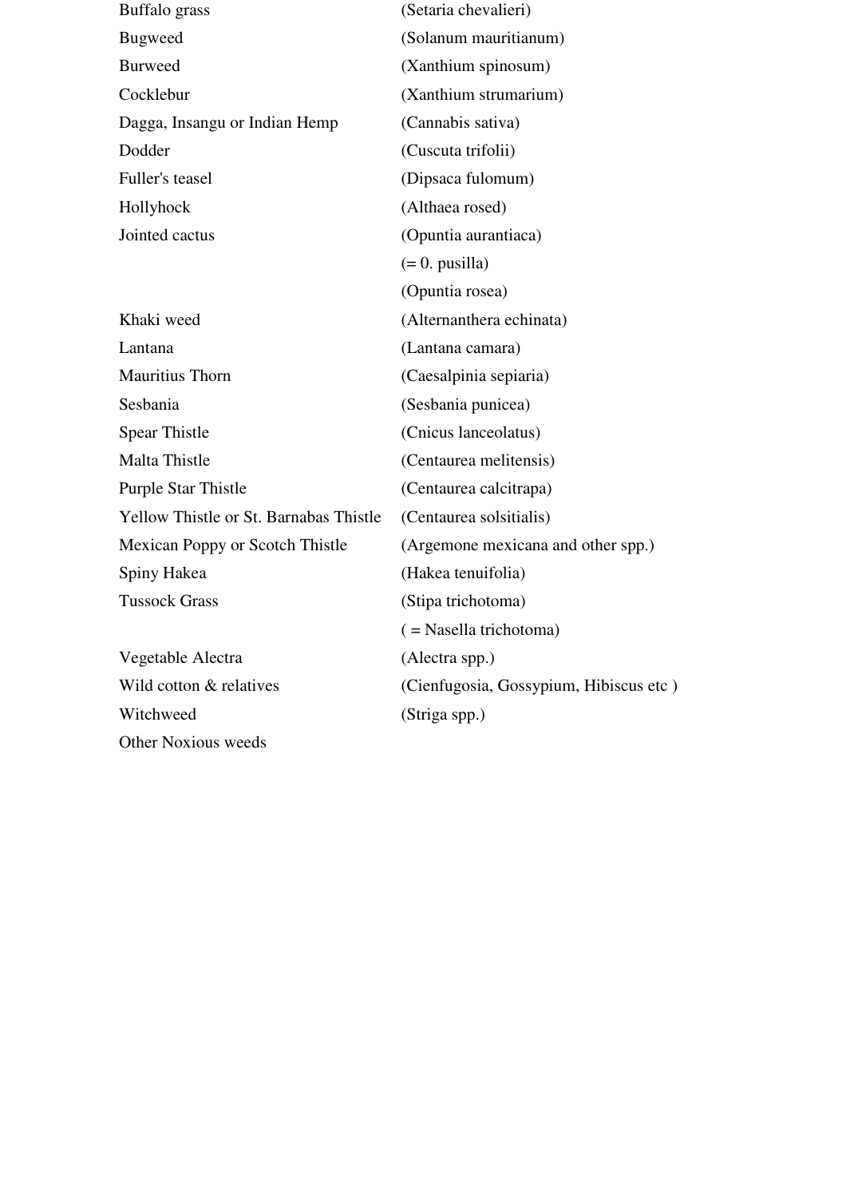| | |
|---|---|
| Buffalo grass | (Setaria chevalieri) |
| Bugweed | (Solanum mauritianum) |
| Burweed | (Xanthium spinosum) |
| Cocklebur | (Xanthium strumarium) |
| Dagga, Insangu or Indian Hemp | (Cannabis sativa) |
| Dodder | (Cuscuta trifolii) |
| Fuller's teasel | (Dipsaca fulomum) |
| Hollyhock | (Althaea rosed) |
| Jointed cactus | (Opuntia aurantiaca) |
| | (= 0. pusilla) |
| | (Opuntia rosea) |
| Khaki weed | (Alternanthera echinata) |
| Lantana | (Lantana camara) |
| Mauritius Thorn | (Caesalpinia sepiaria) |
| Sesbania | (Sesbania punicea) |
| Spear Thistle | (Cnicus lanceolatus) |
| Malta Thistle | (Centaurea melitensis) |
| Purple Star Thistle | (Centaurea calcitrapa) |
| Yellow Thistle or St. Barnabas Thistle | (Centaurea solsitialis) |
| Mexican Poppy or Scotch Thistle | (Argemone mexicana and other spp.) |
| Spiny Hakea | (Hakea tenuifolia) |
| Tussock Grass | (Stipa trichotoma) |
| | ( = Nasella trichotoma) |
| Vegetable Alectra | (Alectra spp.) |
| Wild cotton & relatives | (Cienfugosia, Gossypium, Hibiscus etc ) |
| Witchweed | (Striga spp.) |
| Other Noxious weeds | |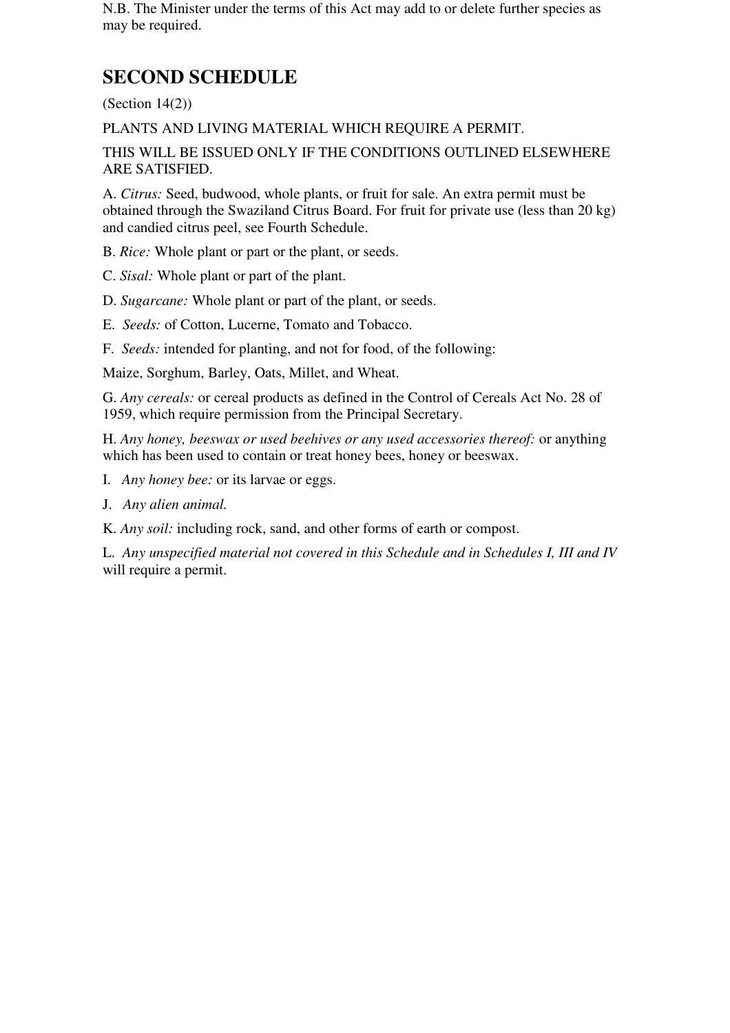N.B. The Minister under the terms of this Act may add to or delete further species as may be required.

## SECOND SCHEDULE

(Section 14(2))

PLANTS AND LIVING MATERIAL WHICH REQUIRE A PERMIT.

THIS WILL BE ISSUED ONLY IF THE CONDITIONS OUTLINED ELSEWHERE ARE SATISFIED.

A. *Citrus:* Seed, budwood, whole plants, or fruit for sale. An extra permit must be obtained through the Swaziland Citrus Board. For fruit for private use (less than 20 kg) and candied citrus peel, see Fourth Schedule.

B. *Rice:* Whole plant or part or the plant, or seeds.

C. *Sisal:* Whole plant or part of the plant.

D. *Sugarcane:* Whole plant or part of the plant, or seeds.

E. *Seeds:* of Cotton, Lucerne, Tomato and Tobacco.

F. *Seeds:* intended for planting, and not for food, of the following:

Maize, Sorghum, Barley, Oats, Millet, and Wheat.

G. *Any cereals:* or cereal products as defined in the Control of Cereals Act No. 28 of 1959, which require permission from the Principal Secretary.

H. *Any honey, beeswax or used beehives or any used accessories thereof:* or anything which has been used to contain or treat honey bees, honey or beeswax.

I. *Any honey bee:* or its larvae or eggs.

J. *Any alien animal.*

K. *Any soil:* including rock, sand, and other forms of earth or compost.

L. *Any unspecified material not covered in this Schedule and in Schedules I, III and IV* will require a permit.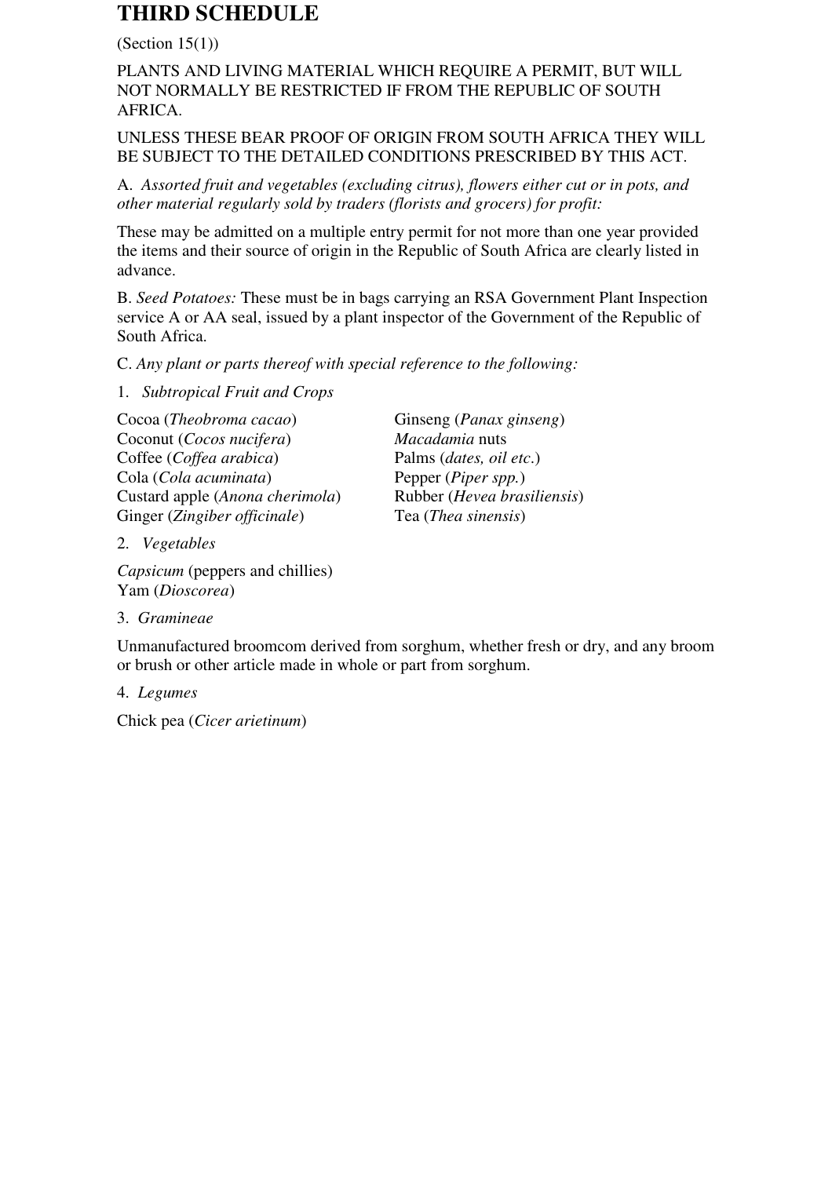# THIRD SCHEDULE

(Section 15(1))

PLANTS AND LIVING MATERIAL WHICH REQUIRE A PERMIT, BUT WILL NOT NORMALLY BE RESTRICTED IF FROM THE REPUBLIC OF SOUTH AFRICA.

UNLESS THESE BEAR PROOF OF ORIGIN FROM SOUTH AFRICA THEY WILL BE SUBJECT TO THE DETAILED CONDITIONS PRESCRIBED BY THIS ACT.

A. *Assorted fruit and vegetables (excluding citrus), flowers either cut or in pots, and other material regularly sold by traders (florists and grocers) for profit:*

These may be admitted on a multiple entry permit for not more than one year provided the items and their source of origin in the Republic of South Africa are clearly listed in advance.

B. *Seed Potatoes:* These must be in bags carrying an RSA Government Plant Inspection service A or AA seal, issued by a plant inspector of the Government of the Republic of South Africa.

C. *Any plant or parts thereof with special reference to the following:*

1. *Subtropical Fruit and Crops*

Cocoa (*Theobroma cacao*)
Coconut (*Cocos nucifera*)
Coffee (*Coffea arabica*)
Cola (*Cola acuminata*)
Custard apple (*Anona cherimola*)
Ginger (*Zingiber officinale*)
Ginseng (*Panax ginseng*)
*Macadamia* nuts
Palms (*dates, oil etc.*)
Pepper (*Piper spp.*)
Rubber (*Hevea brasiliensis*)
Tea (*Thea sinensis*)

2. *Vegetables*

*Capsicum* (peppers and chillies)
Yam (*Dioscorea*)

3. *Gramineae*

Unmanufactured broomcom derived from sorghum, whether fresh or dry, and any broom or brush or other article made in whole or part from sorghum.

4. *Legumes*

Chick pea (*Cicer arietinum*)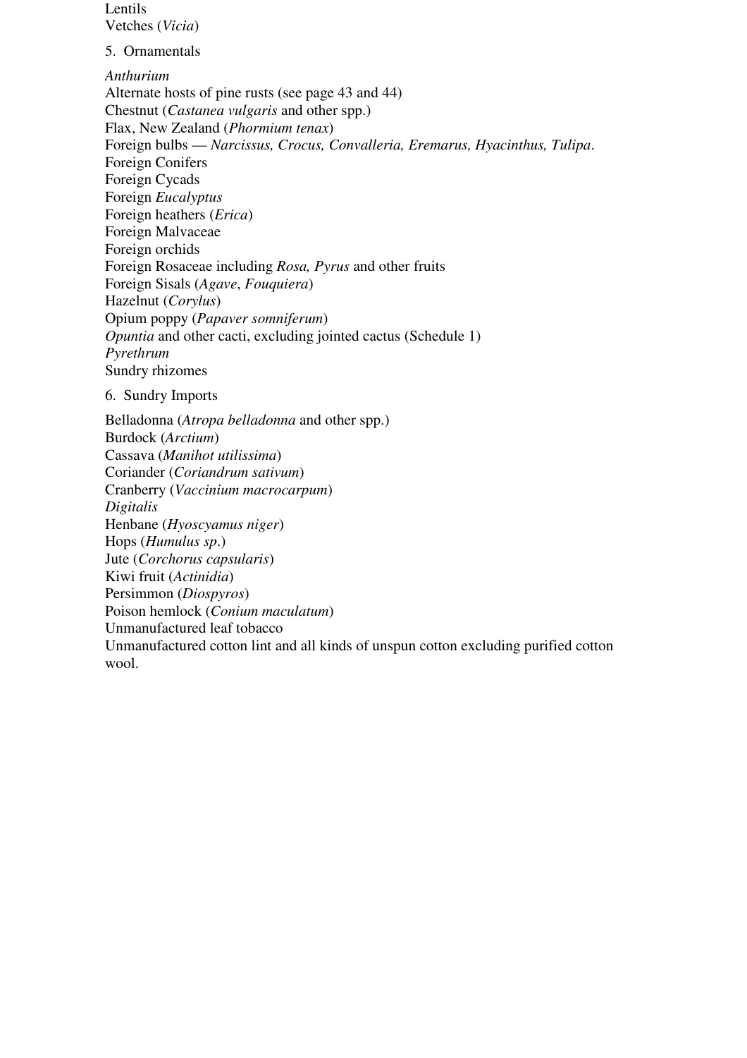Lentils
Vetches (*Vicia*)

5. Ornamentals

*Anthurium*
Alternate hosts of pine rusts (see page 43 and 44)
Chestnut (*Castanea vulgaris* and other spp.)
Flax, New Zealand (*Phormium tenax*)
Foreign bulbs — *Narcissus, Crocus, Convalleria, Eremarus, Hyacinthus, Tulipa*.
Foreign Conifers
Foreign Cycads
Foreign *Eucalyptus*
Foreign heathers (*Erica*)
Foreign Malvaceae
Foreign orchids
Foreign Rosaceae including *Rosa, Pyrus* and other fruits
Foreign Sisals (*Agave*, *Fouquiera*)
Hazelnut (*Corylus*)
Opium poppy (*Papaver somniferum*)
*Opuntia* and other cacti, excluding jointed cactus (Schedule 1)
*Pyrethrum*
Sundry rhizomes

6. Sundry Imports

Belladonna (*Atropa belladonna* and other spp.)
Burdock (*Arctium*)
Cassava (*Manihot utilissima*)
Coriander (*Coriandrum sativum*)
Cranberry (*Vaccinium macrocarpum*)
*Digitalis*
Henbane (*Hyoscyamus niger*)
Hops (*Humulus sp*.)
Jute (*Corchorus capsularis*)
Kiwi fruit (*Actinidia*)
Persimmon (*Diospyros*)
Poison hemlock (*Conium maculatum*)
Unmanufactured leaf tobacco
Unmanufactured cotton lint and all kinds of unspun cotton excluding purified cotton wool.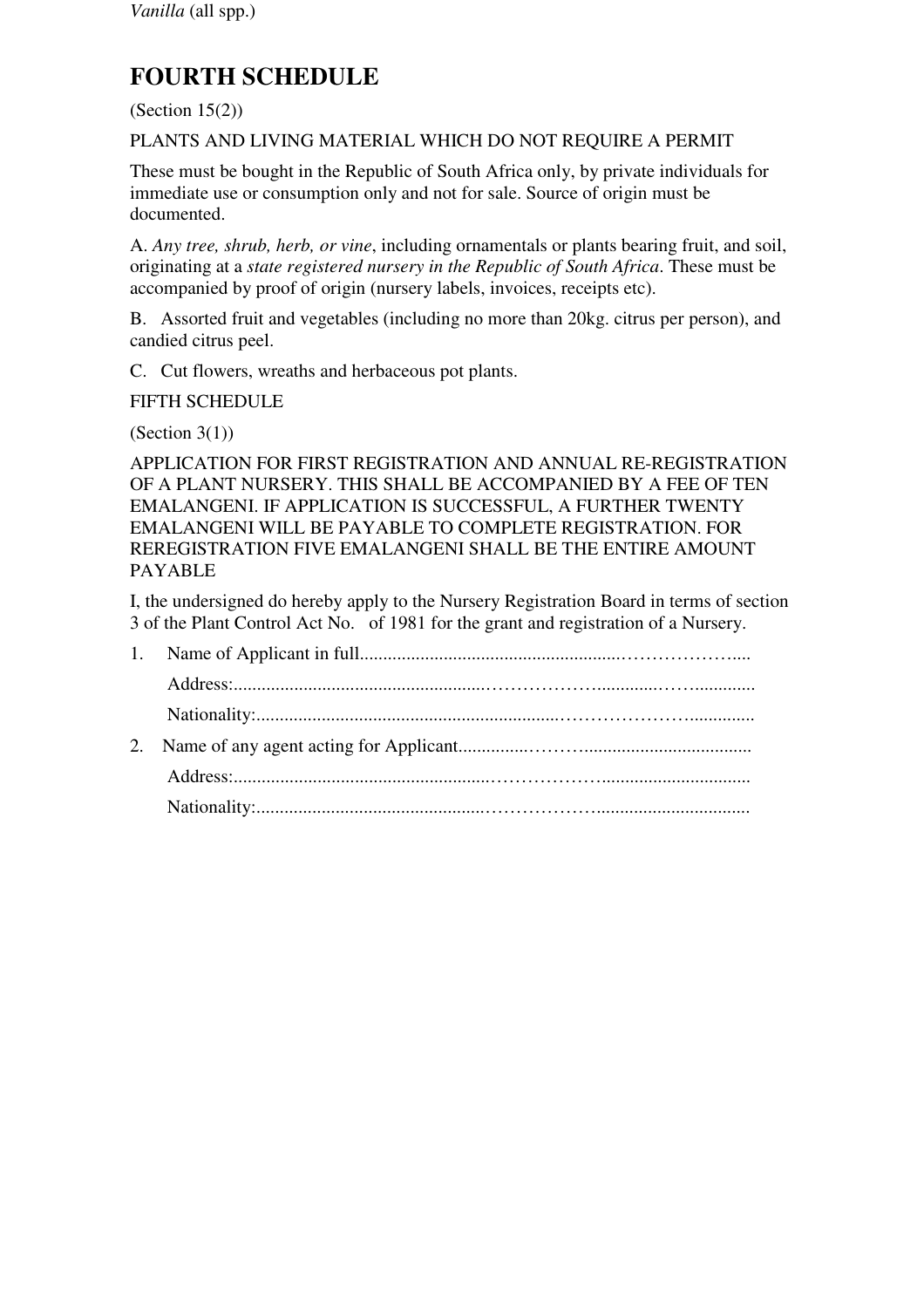*Vanilla* (all spp.)

# FOURTH SCHEDULE

(Section 15(2))

PLANTS AND LIVING MATERIAL WHICH DO NOT REQUIRE A PERMIT

These must be bought in the Republic of South Africa only, by private individuals for immediate use or consumption only and not for sale. Source of origin must be documented.

A. *Any tree, shrub, herb, or vine*, including ornamentals or plants bearing fruit, and soil, originating at a *state registered nursery in the Republic of South Africa*. These must be accompanied by proof of origin (nursery labels, invoices, receipts etc).

B. Assorted fruit and vegetables (including no more than 20kg. citrus per person), and candied citrus peel.

C. Cut flowers, wreaths and herbaceous pot plants.

FIFTH SCHEDULE

(Section 3(1))

APPLICATION FOR FIRST REGISTRATION AND ANNUAL RE-REGISTRATION OF A PLANT NURSERY. THIS SHALL BE ACCOMPANIED BY A FEE OF TEN EMALANGENI. IF APPLICATION IS SUCCESSFUL, A FURTHER TWENTY EMALANGENI WILL BE PAYABLE TO COMPLETE REGISTRATION. FOR REREGISTRATION FIVE EMALANGENI SHALL BE THE ENTIRE AMOUNT PAYABLE

I, the undersigned do hereby apply to the Nursery Registration Board in terms of section 3 of the Plant Control Act No. of 1981 for the grant and registration of a Nursery.

1. Name of Applicant in full.........................................................………………....

   Address:.....................................................……………….............……............

   Nationality:................................................................…………………..............

2. Name of any agent acting for Applicant...............………....................................

   Address:.....................................................……………….................................

   Nationality:................................................……………….................................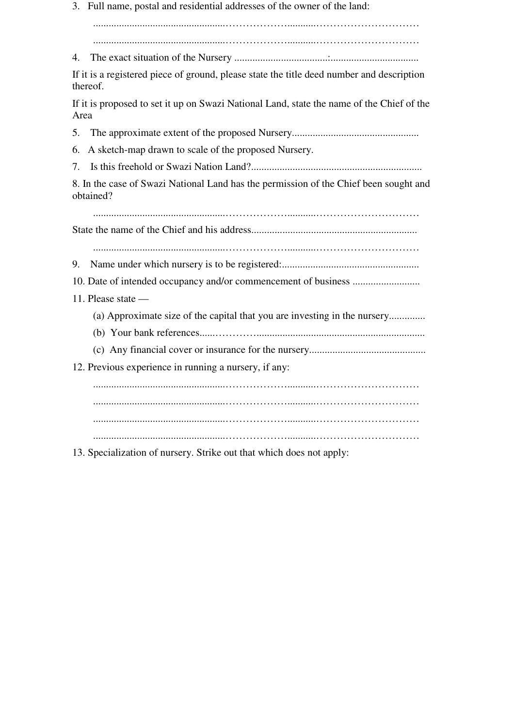3. Full name, postal and residential addresses of the owner of the land:

.................................................……………….........…………………………

.................................................……………….........…………………………

4. The exact situation of the Nursery ....................................:..................................

If it is a registered piece of ground, please state the title deed number and description thereof.

If it is proposed to set it up on Swazi National Land, state the name of the Chief of the Area

5. The approximate extent of the proposed Nursery.................................................

6. A sketch-map drawn to scale of the proposed Nursery.

7. Is this freehold or Swazi Nation Land?..................................................................

8. In the case of Swazi National Land has the permission of the Chief been sought and obtained?

.................................................……………….........…………………………

State the name of the Chief and his address................................................................

.................................................……………….........…………………………

9. Name under which nursery is to be registered:....................................................

10. Date of intended occupancy and/or commencement of business ..........................

11. Please state —

(a) Approximate size of the capital that you are investing in the nursery.............

(b) Your bank references.....…………................................................................

(c) Any financial cover or insurance for the nursery.............................................

12. Previous experience in running a nursery, if any:

.................................................……………….........…………………………

.................................................……………….........…………………………

.................................................……………….........…………………………

.................................................……………….........…………………………

13. Specialization of nursery. Strike out that which does not apply: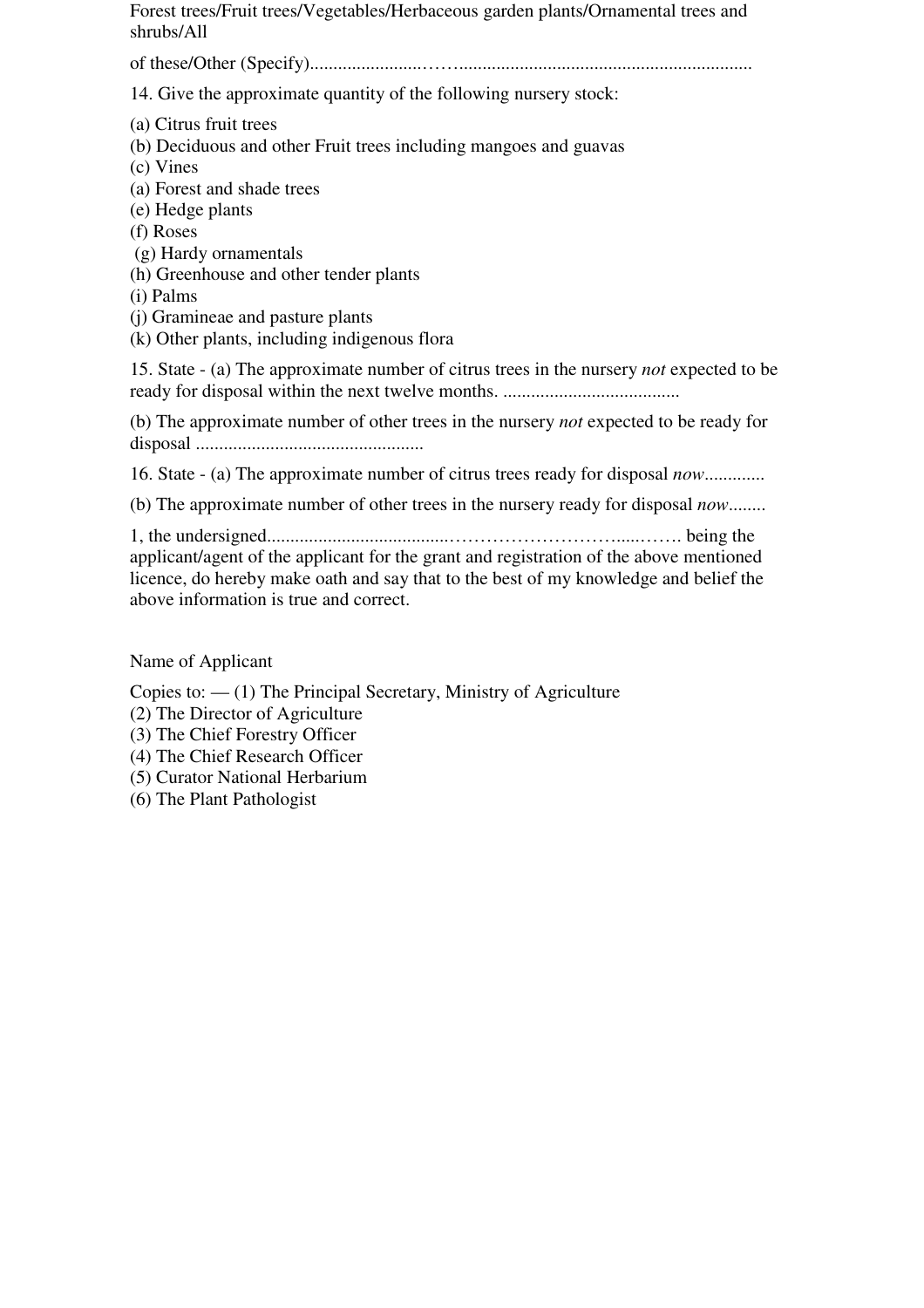Forest trees/Fruit trees/Vegetables/Herbaceous garden plants/Ornamental trees and shrubs/All

of these/Other (Specify)........................……..............................................................

14. Give the approximate quantity of the following nursery stock:

(a) Citrus fruit trees
(b) Deciduous and other Fruit trees including mangoes and guavas
(c) Vines
(a) Forest and shade trees
(e) Hedge plants
(f) Roses
(g) Hardy ornamentals
(h) Greenhouse and other tender plants
(i) Palms
(j) Gramineae and pasture plants
(k) Other plants, including indigenous flora

15. State - (a) The approximate number of citrus trees in the nursery *not* expected to be ready for disposal within the next twelve months. ......................................

(b) The approximate number of other trees in the nursery *not* expected to be ready for disposal .................................................

16. State - (a) The approximate number of citrus trees ready for disposal *now*.............

(b) The approximate number of other trees in the nursery ready for disposal *now*........

1, the undersigned......................................…………………………....……. being the applicant/agent of the applicant for the grant and registration of the above mentioned licence, do hereby make oath and say that to the best of my knowledge and belief the above information is true and correct.

Name of Applicant

Copies to: — (1) The Principal Secretary, Ministry of Agriculture
(2) The Director of Agriculture
(3) The Chief Forestry Officer
(4) The Chief Research Officer
(5) Curator National Herbarium
(6) The Plant Pathologist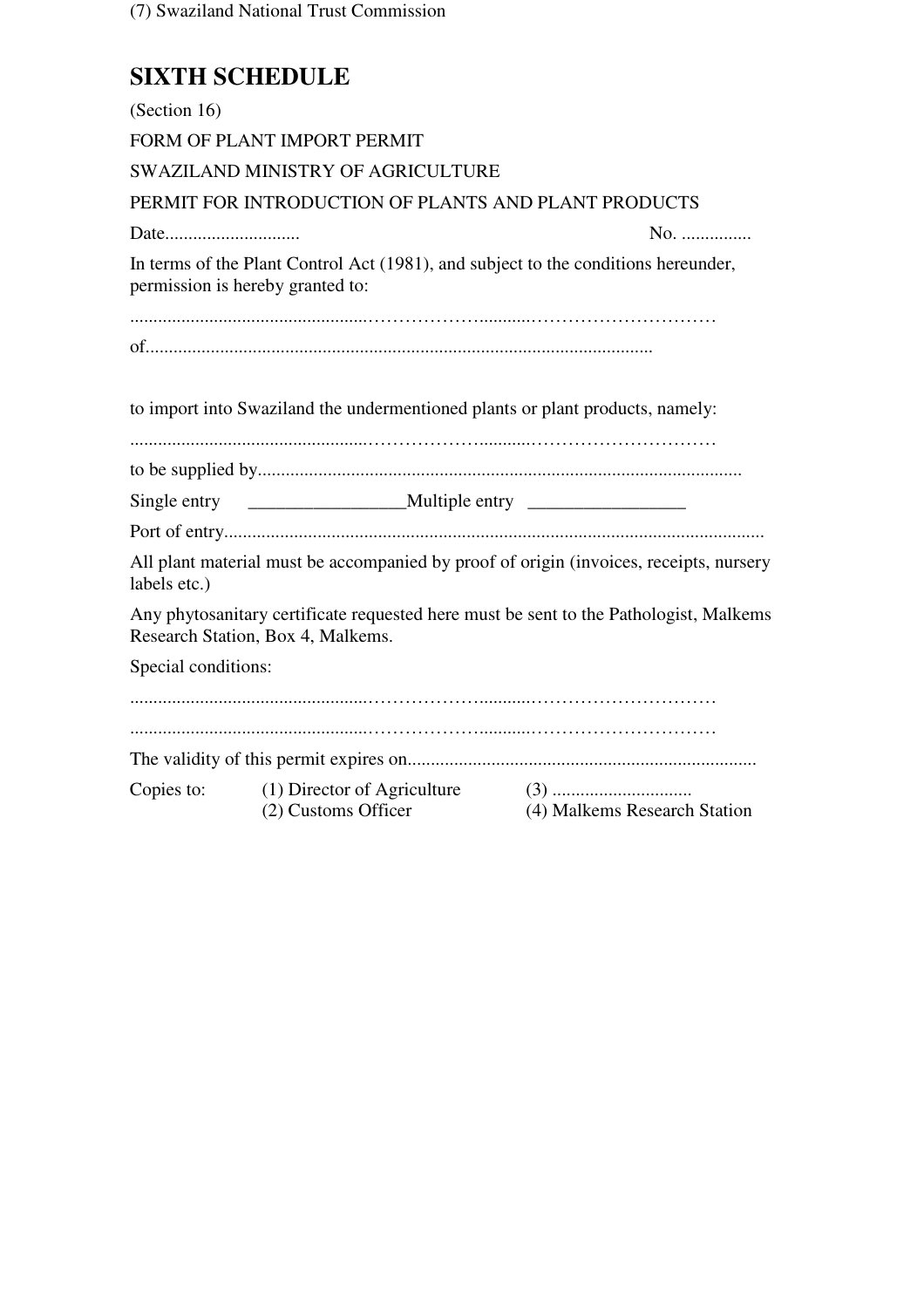(7) Swaziland National Trust Commission

## SIXTH SCHEDULE

(Section 16)

FORM OF PLANT IMPORT PERMIT

SWAZILAND MINISTRY OF AGRICULTURE

PERMIT FOR INTRODUCTION OF PLANTS AND PLANT PRODUCTS

Date............................ No. ...............

In terms of the Plant Control Act (1981), and subject to the conditions hereunder, permission is hereby granted to:

..................................................………………..........…………………………

of...........................................................................................................

to import into Swaziland the undermentioned plants or plant products, namely:

..................................................………………..........…………………………

to be supplied by.......................................................................................................

Single entry ________________Multiple entry ________________

Port of entry...................................................................................................................

All plant material must be accompanied by proof of origin (invoices, receipts, nursery labels etc.)

Any phytosanitary certificate requested here must be sent to the Pathologist, Malkems Research Station, Box 4, Malkems.

Special conditions:

..................................................………………..........…………………………

..................................................………………..........…………………………

The validity of this permit expires on..........................................................................

Copies to: (1) Director of Agriculture (3) .............................
(2) Customs Officer (4) Malkems Research Station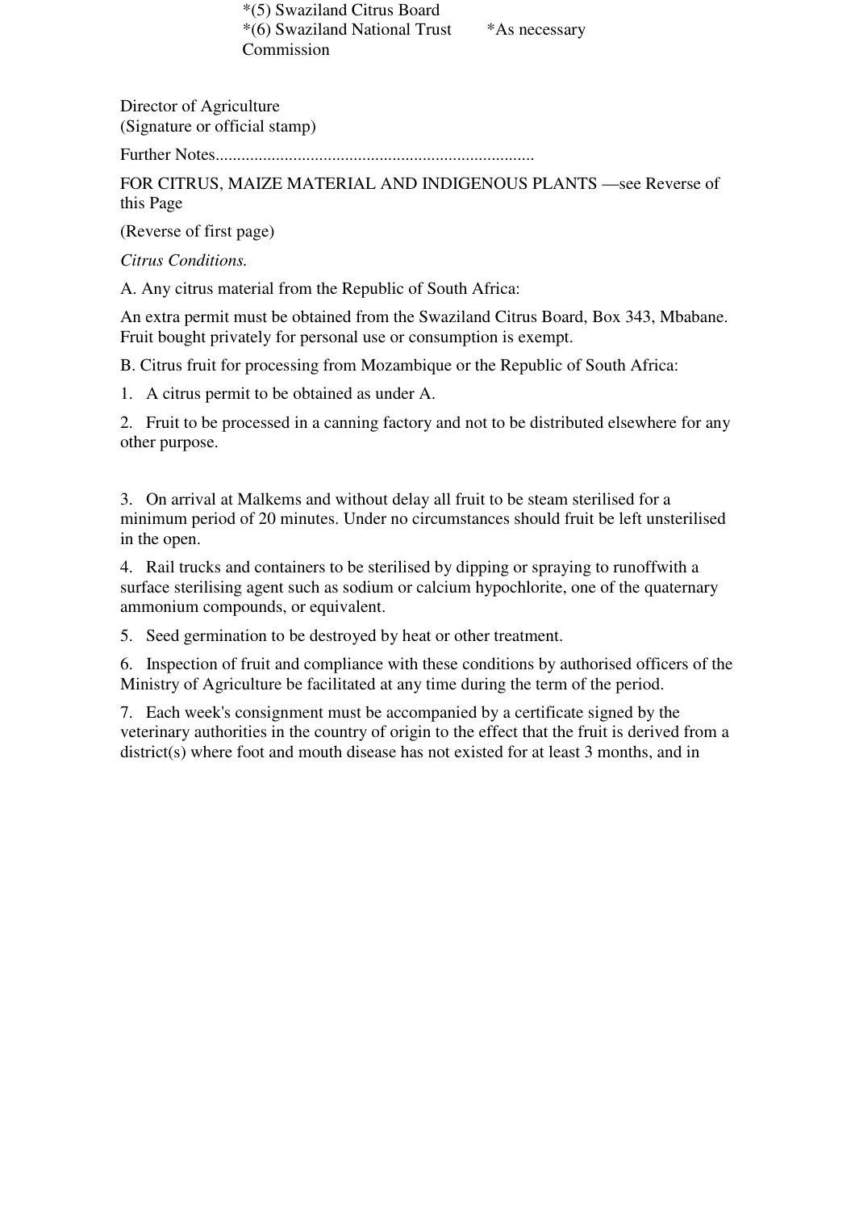*(5) Swaziland Citrus Board
*(6) Swaziland National Trust Commission *As necessary

Director of Agriculture
(Signature or official stamp)

Further Notes..........................................................................

FOR CITRUS, MAIZE MATERIAL AND INDIGENOUS PLANTS —see Reverse of this Page

(Reverse of first page)

*Citrus Conditions.*

A. Any citrus material from the Republic of South Africa:

An extra permit must be obtained from the Swaziland Citrus Board, Box 343, Mbabane. Fruit bought privately for personal use or consumption is exempt.

B. Citrus fruit for processing from Mozambique or the Republic of South Africa:

1. A citrus permit to be obtained as under A.

2. Fruit to be processed in a canning factory and not to be distributed elsewhere for any other purpose.

3. On arrival at Malkems and without delay all fruit to be steam sterilised for a minimum period of 20 minutes. Under no circumstances should fruit be left unsterilised in the open.

4. Rail trucks and containers to be sterilised by dipping or spraying to runoffwith a surface sterilising agent such as sodium or calcium hypochlorite, one of the quaternary ammonium compounds, or equivalent.

5. Seed germination to be destroyed by heat or other treatment.

6. Inspection of fruit and compliance with these conditions by authorised officers of the Ministry of Agriculture be facilitated at any time during the term of the period.

7. Each week's consignment must be accompanied by a certificate signed by the veterinary authorities in the country of origin to the effect that the fruit is derived from a district(s) where foot and mouth disease has not existed for at least 3 months, and in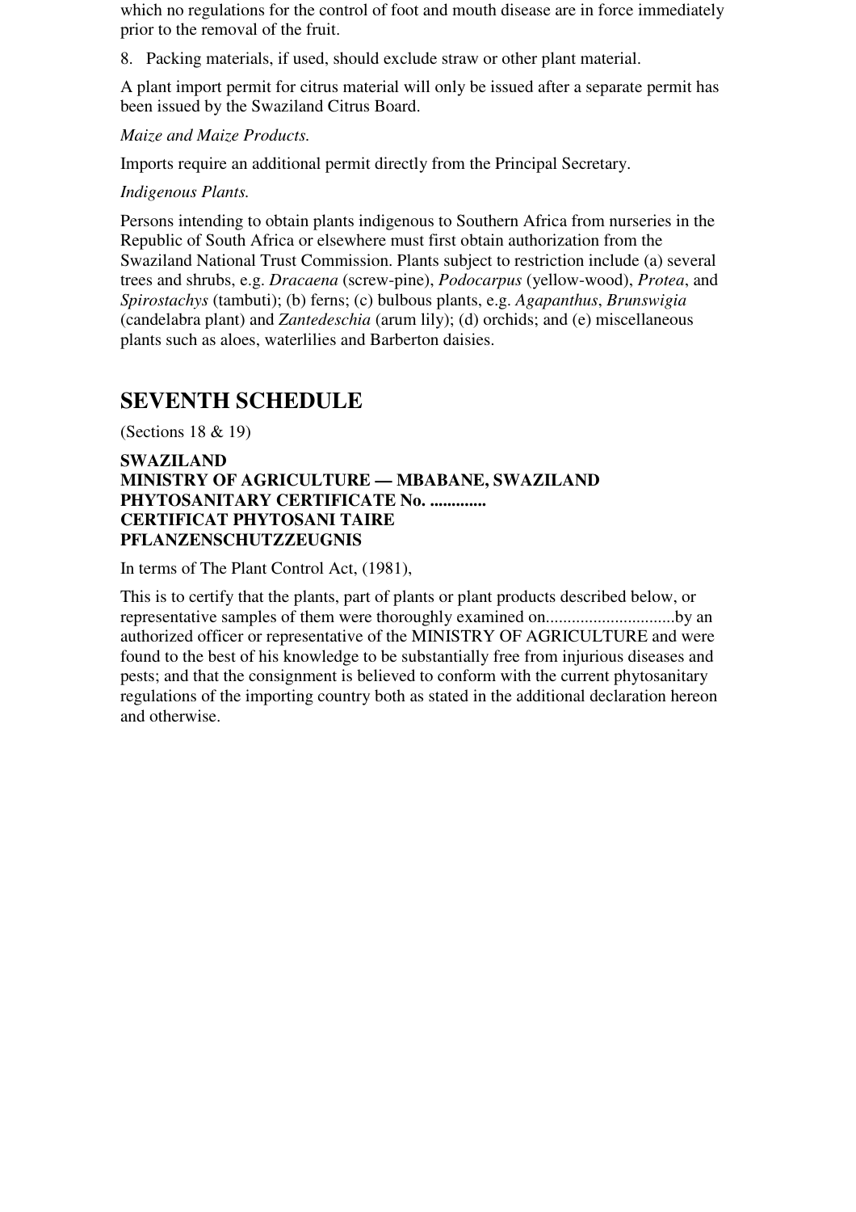which no regulations for the control of foot and mouth disease are in force immediately prior to the removal of the fruit.

8. Packing materials, if used, should exclude straw or other plant material.

A plant import permit for citrus material will only be issued after a separate permit has been issued by the Swaziland Citrus Board.

*Maize and Maize Products.*

Imports require an additional permit directly from the Principal Secretary.

*Indigenous Plants.*

Persons intending to obtain plants indigenous to Southern Africa from nurseries in the Republic of South Africa or elsewhere must first obtain authorization from the Swaziland National Trust Commission. Plants subject to restriction include (a) several trees and shrubs, e.g. *Dracaena* (screw-pine), *Podocarpus* (yellow-wood), *Protea*, and *Spirostachys* (tambuti); (b) ferns; (c) bulbous plants, e.g. *Agapanthus*, *Brunswigia* (candelabra plant) and *Zantedeschia* (arum lily); (d) orchids; and (e) miscellaneous plants such as aloes, waterlilies and Barberton daisies.

## SEVENTH SCHEDULE

(Sections 18 & 19)

**SWAZILAND**
**MINISTRY OF AGRICULTURE — MBABANE, SWAZILAND**
**PHYTOSANITARY CERTIFICATE No. ............**
**CERTIFICAT PHYTOSANI TAIRE**
**PFLANZENSCHUTZZEUGNIS**

In terms of The Plant Control Act, (1981),

This is to certify that the plants, part of plants or plant products described below, or representative samples of them were thoroughly examined on.............................by an authorized officer or representative of the MINISTRY OF AGRICULTURE and were found to the best of his knowledge to be substantially free from injurious diseases and pests; and that the consignment is believed to conform with the current phytosanitary regulations of the importing country both as stated in the additional declaration hereon and otherwise.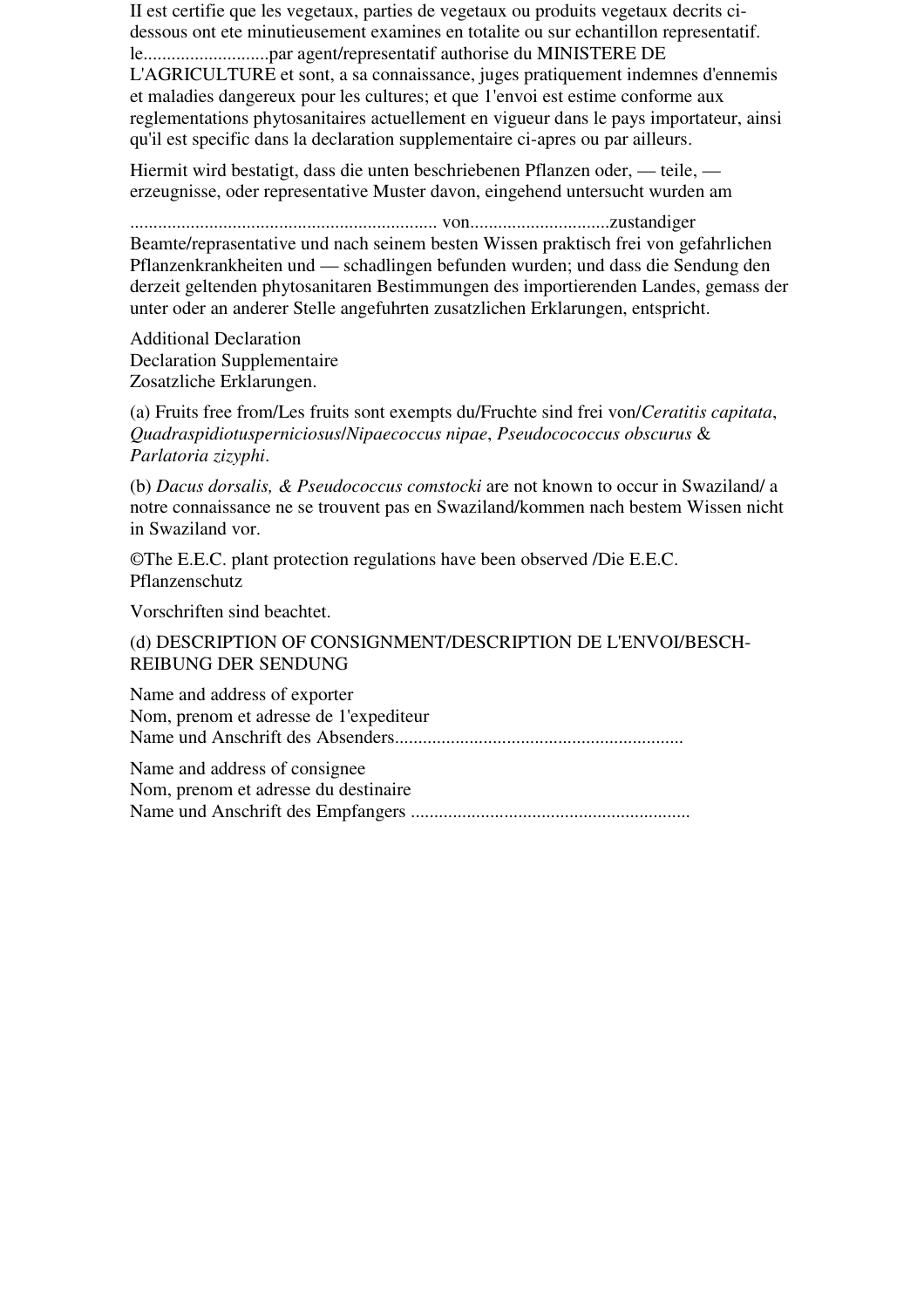Il est certifie que les vegetaux, parties de vegetaux ou produits vegetaux decrits ci-dessous ont ete minutieusement examines en totalite ou sur echantillon representatif. le..........................par agent/representatif authorise du MINISTERE DE L'AGRICULTURE et sont, a sa connaissance, juges pratiquement indemnes d'ennemis et maladies dangereux pour les cultures; et que 1'envoi est estime conforme aux reglementations phytosanitaires actuellement en vigueur dans le pays importateur, ainsi qu'il est specific dans la declaration supplementaire ci-apres ou par ailleurs.

Hiermit wird bestatigt, dass die unten beschriebenen Pflanzen oder, — teile, — erzeugnisse, oder representative Muster davon, eingehend untersucht wurden am

................................................................. von.............................zustandiger Beamte/reprasentative und nach seinem besten Wissen praktisch frei von gefahrlichen Pflanzenkrankheiten und — schadlingen befunden wurden; und dass die Sendung den derzeit geltenden phytosanitaren Bestimmungen des importierenden Landes, gemass der unter oder an anderer Stelle angefuhrten zusatzlichen Erklarungen, entspricht.

Additional Declaration
Declaration Supplementaire
Zosatzliche Erklarungen.

(a) Fruits free from/Les fruits sont exempts du/Fruchte sind frei von/*Ceratitis capitata*, *Quadraspidiotusperniciosus*/*Nipaecoccus nipae*, *Pseudocococcus obscurus* & *Parlatoria zizyphi*.

(b) *Dacus dorsalis, & Pseudococcus comstocki* are not known to occur in Swaziland/ a notre connaissance ne se trouvent pas en Swaziland/kommen nach bestem Wissen nicht in Swaziland vor.

©The E.E.C. plant protection regulations have been observed /Die E.E.C. Pflanzenschutz

Vorschriften sind beachtet.

(d) DESCRIPTION OF CONSIGNMENT/DESCRIPTION DE L'ENVOI/BESCH-REIBUNG DER SENDUNG

Name and address of exporter
Nom, prenom et adresse de 1'expediteur
Name und Anschrift des Absenders.............................................................

Name and address of consignee
Nom, prenom et adresse du destinaire
Name und Anschrift des Empfangers ...........................................................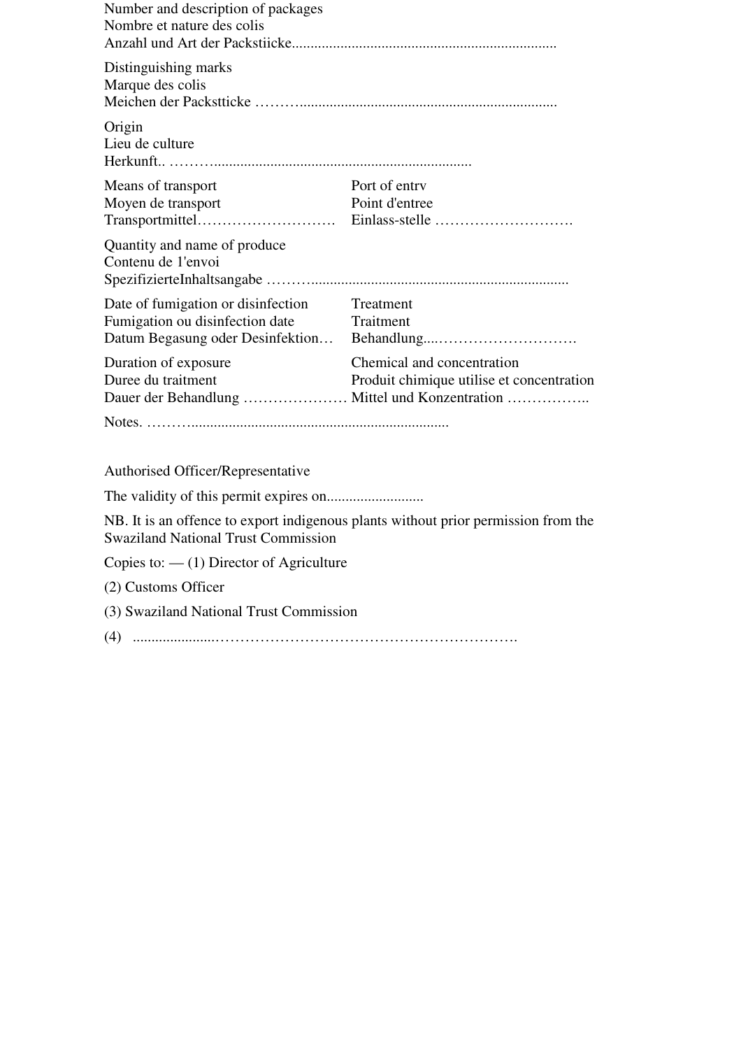Number and description of packages
Nombre et nature des colis
Anzahl und Art der Packstiicke.......................................................................

Distinguishing marks
Marque des colis
Meichen der Packstticke ……….....................................................................

Origin
Lieu de culture
Herkunft.. ……….....................................................................

| | |
|---|---|
| Means of transport<br>Moyen de transport<br>Transportmittel………………………. | Port of entrv<br>Point d'entree<br>Einlass-stelle ………………………. |

Quantity and name of produce
Contenu de 1'envoi
SpezifizierteInhaltsangabe ……….....................................................................

| | |
|---|---|
| Date of fumigation or disinfection<br>Fumigation ou disinfection date<br>Datum Begasung oder Desinfektion… | Treatment<br>Traitment<br>Behandlung....………………………. |
| Duration of exposure<br>Duree du traitment<br>Dauer der Behandlung ………………… | Chemical and concentration<br>Produit chimique utilise et concentration<br>Mittel und Konzentration …………….. |

Notes. ……….....................................................................

Authorised Officer/Representative

The validity of this permit expires on..........................

NB. It is an offence to export indigenous plants without prior permission from the Swaziland National Trust Commission

Copies to: — (1) Director of Agriculture

(2) Customs Officer

(3) Swaziland National Trust Commission

(4) ......................…………………………………………………….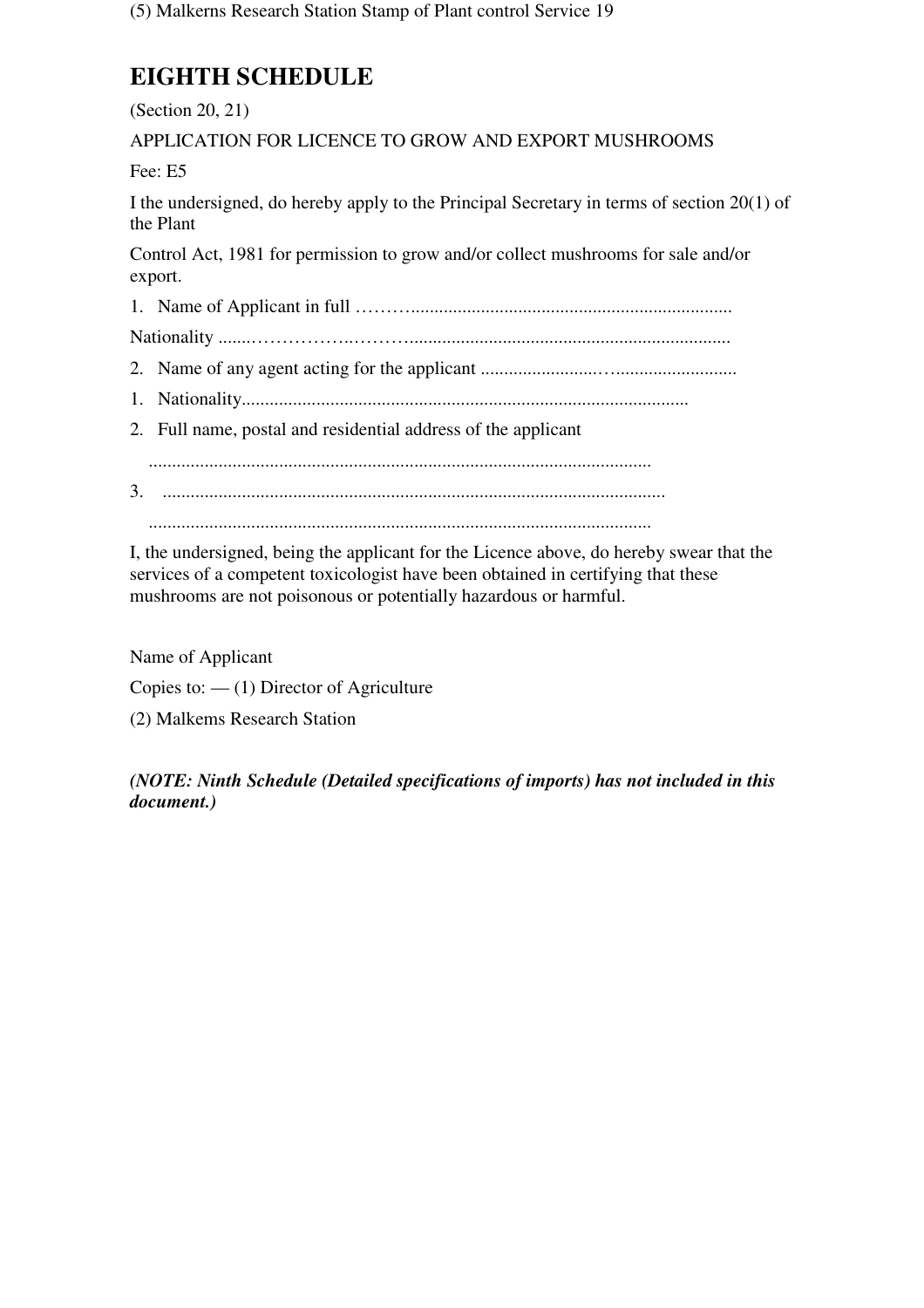(5) Malkerns Research Station Stamp of Plant control Service 19

# EIGHTH SCHEDULE

(Section 20, 21)

APPLICATION FOR LICENCE TO GROW AND EXPORT MUSHROOMS

Fee: E5

I the undersigned, do hereby apply to the Principal Secretary in terms of section 20(1) of the Plant

Control Act, 1981 for permission to grow and/or collect mushrooms for sale and/or export.

1. Name of Applicant in full ……….....................................................................

Nationality .......…………….……….....................................................................

2. Name of any agent acting for the applicant .........................….........................

1. Nationality...............................................................................................

2. Full name, postal and residential address of the applicant

   ...........................................................................................................

3. ...........................................................................................................

   ...........................................................................................................

I, the undersigned, being the applicant for the Licence above, do hereby swear that the services of a competent toxicologist have been obtained in certifying that these mushrooms are not poisonous or potentially hazardous or harmful.

Name of Applicant

Copies to: — (1) Director of Agriculture

(2) Malkems Research Station

***(NOTE: Ninth Schedule (Detailed specifications of imports) has not included in this document.)***